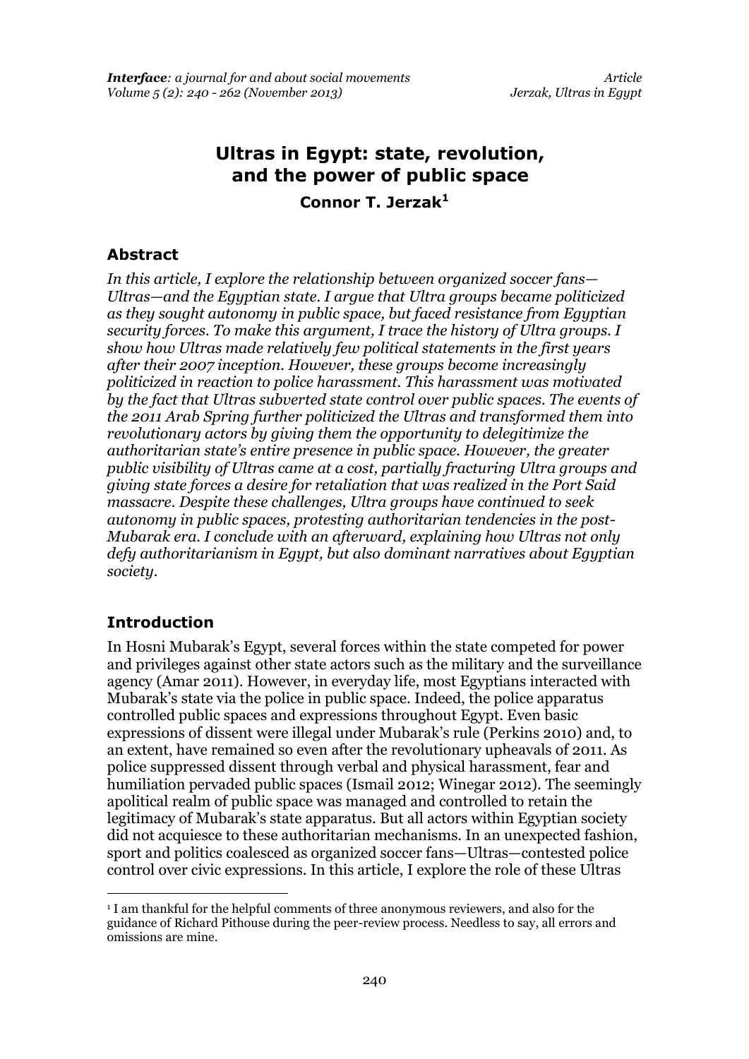# Ultras in Egypt: state, revolution, and the power of public space

**Connor T. Jerzak**[1]

## Abstract

*In this article, I explore the relationship between organized soccer fans—Ultras—and the Egyptian state. I argue that Ultra groups became politicized as they sought autonomy in public space, but faced resistance from Egyptian security forces. To make this argument, I trace the history of Ultra groups. I show how Ultras made relatively few political statements in the first years after their 2007 inception. However, these groups become increasingly politicized in reaction to police harassment. This harassment was motivated by the fact that Ultras subverted state control over public spaces. The events of the 2011 Arab Spring further politicized the Ultras and transformed them into revolutionary actors by giving them the opportunity to delegitimize the authoritarian state's entire presence in public space. However, the greater public visibility of Ultras came at a cost, partially fracturing Ultra groups and giving state forces a desire for retaliation that was realized in the Port Said massacre. Despite these challenges, Ultra groups have continued to seek autonomy in public spaces, protesting authoritarian tendencies in the post-Mubarak era. I conclude with an afterward, explaining how Ultras not only defy authoritarianism in Egypt, but also dominant narratives about Egyptian society.*

## Introduction

In Hosni Mubarak's Egypt, several forces within the state competed for power and privileges against other state actors such as the military and the surveillance agency (Amar 2011). However, in everyday life, most Egyptians interacted with Mubarak's state via the police in public space. Indeed, the police apparatus controlled public spaces and expressions throughout Egypt. Even basic expressions of dissent were illegal under Mubarak's rule (Perkins 2010) and, to an extent, have remained so even after the revolutionary upheavals of 2011. As police suppressed dissent through verbal and physical harassment, fear and humiliation pervaded public spaces (Ismail 2012; Winegar 2012). The seemingly apolitical realm of public space was managed and controlled to retain the legitimacy of Mubarak's state apparatus. But all actors within Egyptian society did not acquiesce to these authoritarian mechanisms. In an unexpected fashion, sport and politics coalesced as organized soccer fans—Ultras—contested police control over civic expressions. In this article, I explore the role of these Ultras

[1] I am thankful for the helpful comments of three anonymous reviewers, and also for the guidance of Richard Pithouse during the peer-review process. Needless to say, all errors and omissions are mine.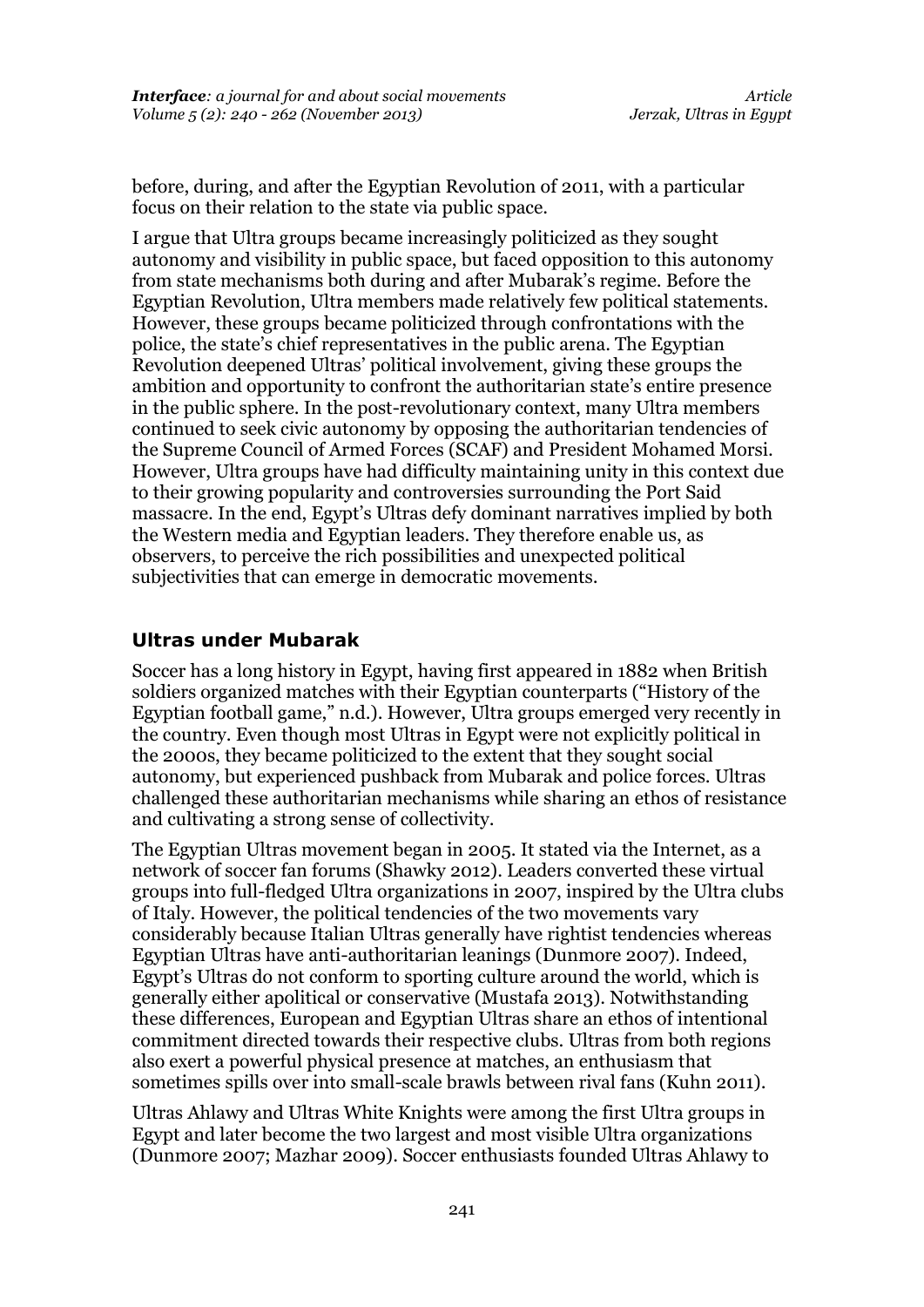before, during, and after the Egyptian Revolution of 2011, with a particular focus on their relation to the state via public space.

I argue that Ultra groups became increasingly politicized as they sought autonomy and visibility in public space, but faced opposition to this autonomy from state mechanisms both during and after Mubarak's regime. Before the Egyptian Revolution, Ultra members made relatively few political statements. However, these groups became politicized through confrontations with the police, the state's chief representatives in the public arena. The Egyptian Revolution deepened Ultras' political involvement, giving these groups the ambition and opportunity to confront the authoritarian state's entire presence in the public sphere. In the post-revolutionary context, many Ultra members continued to seek civic autonomy by opposing the authoritarian tendencies of the Supreme Council of Armed Forces (SCAF) and President Mohamed Morsi. However, Ultra groups have had difficulty maintaining unity in this context due to their growing popularity and controversies surrounding the Port Said massacre. In the end, Egypt's Ultras defy dominant narratives implied by both the Western media and Egyptian leaders. They therefore enable us, as observers, to perceive the rich possibilities and unexpected political subjectivities that can emerge in democratic movements.

## Ultras under Mubarak

Soccer has a long history in Egypt, having first appeared in 1882 when British soldiers organized matches with their Egyptian counterparts ("History of the Egyptian football game," n.d.). However, Ultra groups emerged very recently in the country. Even though most Ultras in Egypt were not explicitly political in the 2000s, they became politicized to the extent that they sought social autonomy, but experienced pushback from Mubarak and police forces. Ultras challenged these authoritarian mechanisms while sharing an ethos of resistance and cultivating a strong sense of collectivity.

The Egyptian Ultras movement began in 2005. It stated via the Internet, as a network of soccer fan forums (Shawky 2012). Leaders converted these virtual groups into full-fledged Ultra organizations in 2007, inspired by the Ultra clubs of Italy. However, the political tendencies of the two movements vary considerably because Italian Ultras generally have rightist tendencies whereas Egyptian Ultras have anti-authoritarian leanings (Dunmore 2007). Indeed, Egypt's Ultras do not conform to sporting culture around the world, which is generally either apolitical or conservative (Mustafa 2013). Notwithstanding these differences, European and Egyptian Ultras share an ethos of intentional commitment directed towards their respective clubs. Ultras from both regions also exert a powerful physical presence at matches, an enthusiasm that sometimes spills over into small-scale brawls between rival fans (Kuhn 2011).

Ultras Ahlawy and Ultras White Knights were among the first Ultra groups in Egypt and later become the two largest and most visible Ultra organizations (Dunmore 2007; Mazhar 2009). Soccer enthusiasts founded Ultras Ahlawy to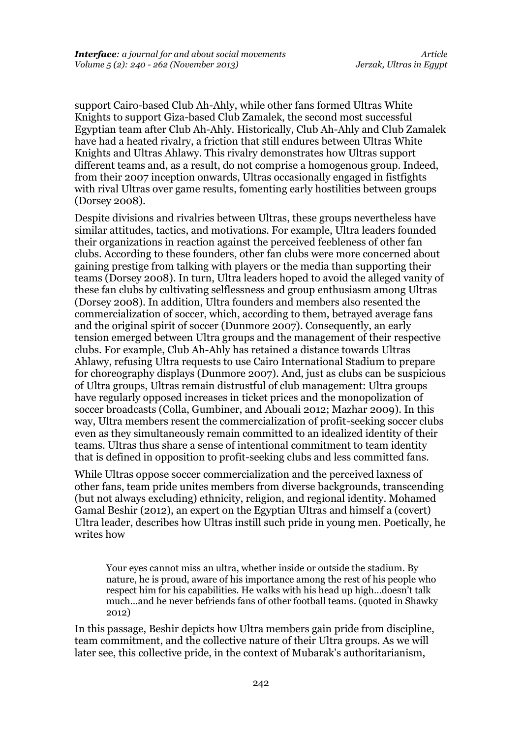support Cairo-based Club Ah-Ahly, while other fans formed Ultras White Knights to support Giza-based Club Zamalek, the second most successful Egyptian team after Club Ah-Ahly. Historically, Club Ah-Ahly and Club Zamalek have had a heated rivalry, a friction that still endures between Ultras White Knights and Ultras Ahlawy. This rivalry demonstrates how Ultras support different teams and, as a result, do not comprise a homogenous group. Indeed, from their 2007 inception onwards, Ultras occasionally engaged in fistfights with rival Ultras over game results, fomenting early hostilities between groups (Dorsey 2008).

Despite divisions and rivalries between Ultras, these groups nevertheless have similar attitudes, tactics, and motivations. For example, Ultra leaders founded their organizations in reaction against the perceived feebleness of other fan clubs. According to these founders, other fan clubs were more concerned about gaining prestige from talking with players or the media than supporting their teams (Dorsey 2008). In turn, Ultra leaders hoped to avoid the alleged vanity of these fan clubs by cultivating selflessness and group enthusiasm among Ultras (Dorsey 2008). In addition, Ultra founders and members also resented the commercialization of soccer, which, according to them, betrayed average fans and the original spirit of soccer (Dunmore 2007). Consequently, an early tension emerged between Ultra groups and the management of their respective clubs. For example, Club Ah-Ahly has retained a distance towards Ultras Ahlawy, refusing Ultra requests to use Cairo International Stadium to prepare for choreography displays (Dunmore 2007). And, just as clubs can be suspicious of Ultra groups, Ultras remain distrustful of club management: Ultra groups have regularly opposed increases in ticket prices and the monopolization of soccer broadcasts (Colla, Gumbiner, and Abouali 2012; Mazhar 2009). In this way, Ultra members resent the commercialization of profit-seeking soccer clubs even as they simultaneously remain committed to an idealized identity of their teams. Ultras thus share a sense of intentional commitment to team identity that is defined in opposition to profit-seeking clubs and less committed fans.

While Ultras oppose soccer commercialization and the perceived laxness of other fans, team pride unites members from diverse backgrounds, transcending (but not always excluding) ethnicity, religion, and regional identity. Mohamed Gamal Beshir (2012), an expert on the Egyptian Ultras and himself a (covert) Ultra leader, describes how Ultras instill such pride in young men. Poetically, he writes how

> Your eyes cannot miss an ultra, whether inside or outside the stadium. By nature, he is proud, aware of his importance among the rest of his people who respect him for his capabilities. He walks with his head up high…doesn't talk much…and he never befriends fans of other football teams. (quoted in Shawky 2012)

In this passage, Beshir depicts how Ultra members gain pride from discipline, team commitment, and the collective nature of their Ultra groups. As we will later see, this collective pride, in the context of Mubarak's authoritarianism,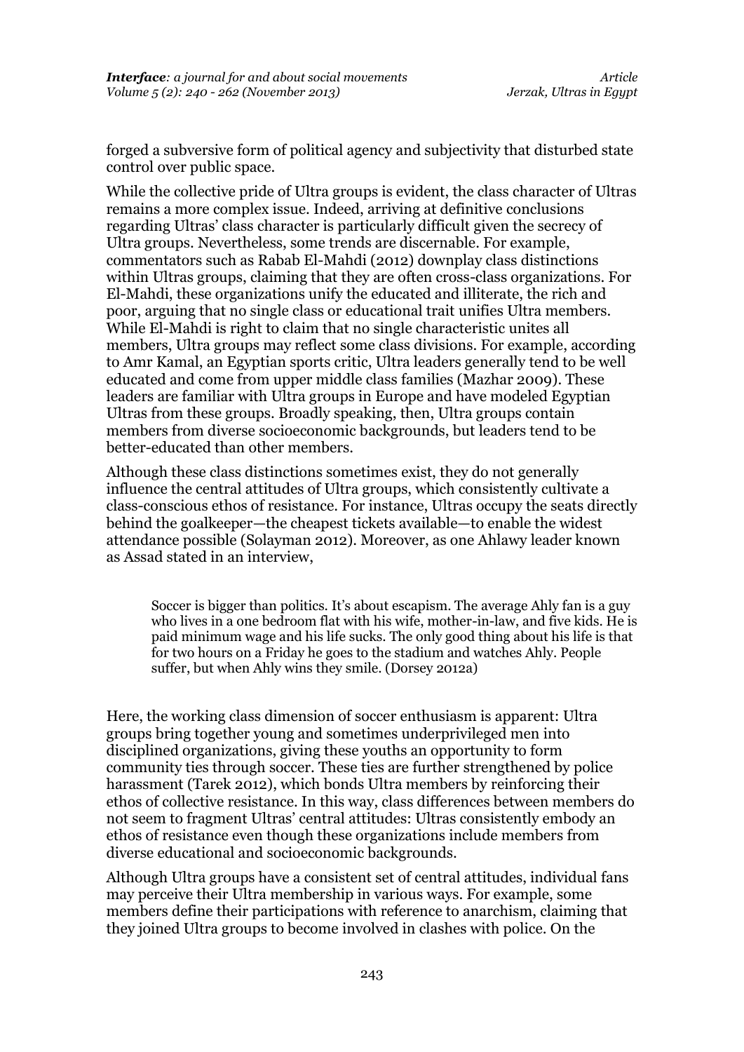forged a subversive form of political agency and subjectivity that disturbed state control over public space.

While the collective pride of Ultra groups is evident, the class character of Ultras remains a more complex issue. Indeed, arriving at definitive conclusions regarding Ultras' class character is particularly difficult given the secrecy of Ultra groups. Nevertheless, some trends are discernable. For example, commentators such as Rabab El-Mahdi (2012) downplay class distinctions within Ultras groups, claiming that they are often cross-class organizations. For El-Mahdi, these organizations unify the educated and illiterate, the rich and poor, arguing that no single class or educational trait unifies Ultra members. While El-Mahdi is right to claim that no single characteristic unites all members, Ultra groups may reflect some class divisions. For example, according to Amr Kamal, an Egyptian sports critic, Ultra leaders generally tend to be well educated and come from upper middle class families (Mazhar 2009). These leaders are familiar with Ultra groups in Europe and have modeled Egyptian Ultras from these groups. Broadly speaking, then, Ultra groups contain members from diverse socioeconomic backgrounds, but leaders tend to be better-educated than other members.

Although these class distinctions sometimes exist, they do not generally influence the central attitudes of Ultra groups, which consistently cultivate a class-conscious ethos of resistance. For instance, Ultras occupy the seats directly behind the goalkeeper—the cheapest tickets available—to enable the widest attendance possible (Solayman 2012). Moreover, as one Ahlawy leader known as Assad stated in an interview,

> Soccer is bigger than politics. It's about escapism. The average Ahly fan is a guy who lives in a one bedroom flat with his wife, mother-in-law, and five kids. He is paid minimum wage and his life sucks. The only good thing about his life is that for two hours on a Friday he goes to the stadium and watches Ahly. People suffer, but when Ahly wins they smile. (Dorsey 2012a)

Here, the working class dimension of soccer enthusiasm is apparent: Ultra groups bring together young and sometimes underprivileged men into disciplined organizations, giving these youths an opportunity to form community ties through soccer. These ties are further strengthened by police harassment (Tarek 2012), which bonds Ultra members by reinforcing their ethos of collective resistance. In this way, class differences between members do not seem to fragment Ultras' central attitudes: Ultras consistently embody an ethos of resistance even though these organizations include members from diverse educational and socioeconomic backgrounds.

Although Ultra groups have a consistent set of central attitudes, individual fans may perceive their Ultra membership in various ways. For example, some members define their participations with reference to anarchism, claiming that they joined Ultra groups to become involved in clashes with police. On the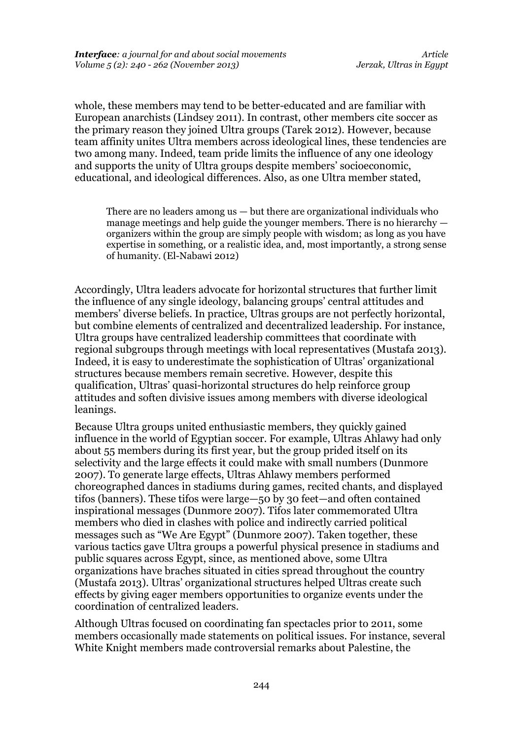whole, these members may tend to be better-educated and are familiar with European anarchists (Lindsey 2011). In contrast, other members cite soccer as the primary reason they joined Ultra groups (Tarek 2012). However, because team affinity unites Ultra members across ideological lines, these tendencies are two among many. Indeed, team pride limits the influence of any one ideology and supports the unity of Ultra groups despite members' socioeconomic, educational, and ideological differences. Also, as one Ultra member stated,

> There are no leaders among us — but there are organizational individuals who manage meetings and help guide the younger members. There is no hierarchy — organizers within the group are simply people with wisdom; as long as you have expertise in something, or a realistic idea, and, most importantly, a strong sense of humanity. (El-Nabawi 2012)

Accordingly, Ultra leaders advocate for horizontal structures that further limit the influence of any single ideology, balancing groups' central attitudes and members' diverse beliefs. In practice, Ultras groups are not perfectly horizontal, but combine elements of centralized and decentralized leadership. For instance, Ultra groups have centralized leadership committees that coordinate with regional subgroups through meetings with local representatives (Mustafa 2013). Indeed, it is easy to underestimate the sophistication of Ultras' organizational structures because members remain secretive. However, despite this qualification, Ultras' quasi-horizontal structures do help reinforce group attitudes and soften divisive issues among members with diverse ideological leanings.

Because Ultra groups united enthusiastic members, they quickly gained influence in the world of Egyptian soccer. For example, Ultras Ahlawy had only about 55 members during its first year, but the group prided itself on its selectivity and the large effects it could make with small numbers (Dunmore 2007). To generate large effects, Ultras Ahlawy members performed choreographed dances in stadiums during games, recited chants, and displayed tifos (banners). These tifos were large—50 by 30 feet—and often contained inspirational messages (Dunmore 2007). Tifos later commemorated Ultra members who died in clashes with police and indirectly carried political messages such as "We Are Egypt" (Dunmore 2007). Taken together, these various tactics gave Ultra groups a powerful physical presence in stadiums and public squares across Egypt, since, as mentioned above, some Ultra organizations have braches situated in cities spread throughout the country (Mustafa 2013). Ultras' organizational structures helped Ultras create such effects by giving eager members opportunities to organize events under the coordination of centralized leaders.

Although Ultras focused on coordinating fan spectacles prior to 2011, some members occasionally made statements on political issues. For instance, several White Knight members made controversial remarks about Palestine, the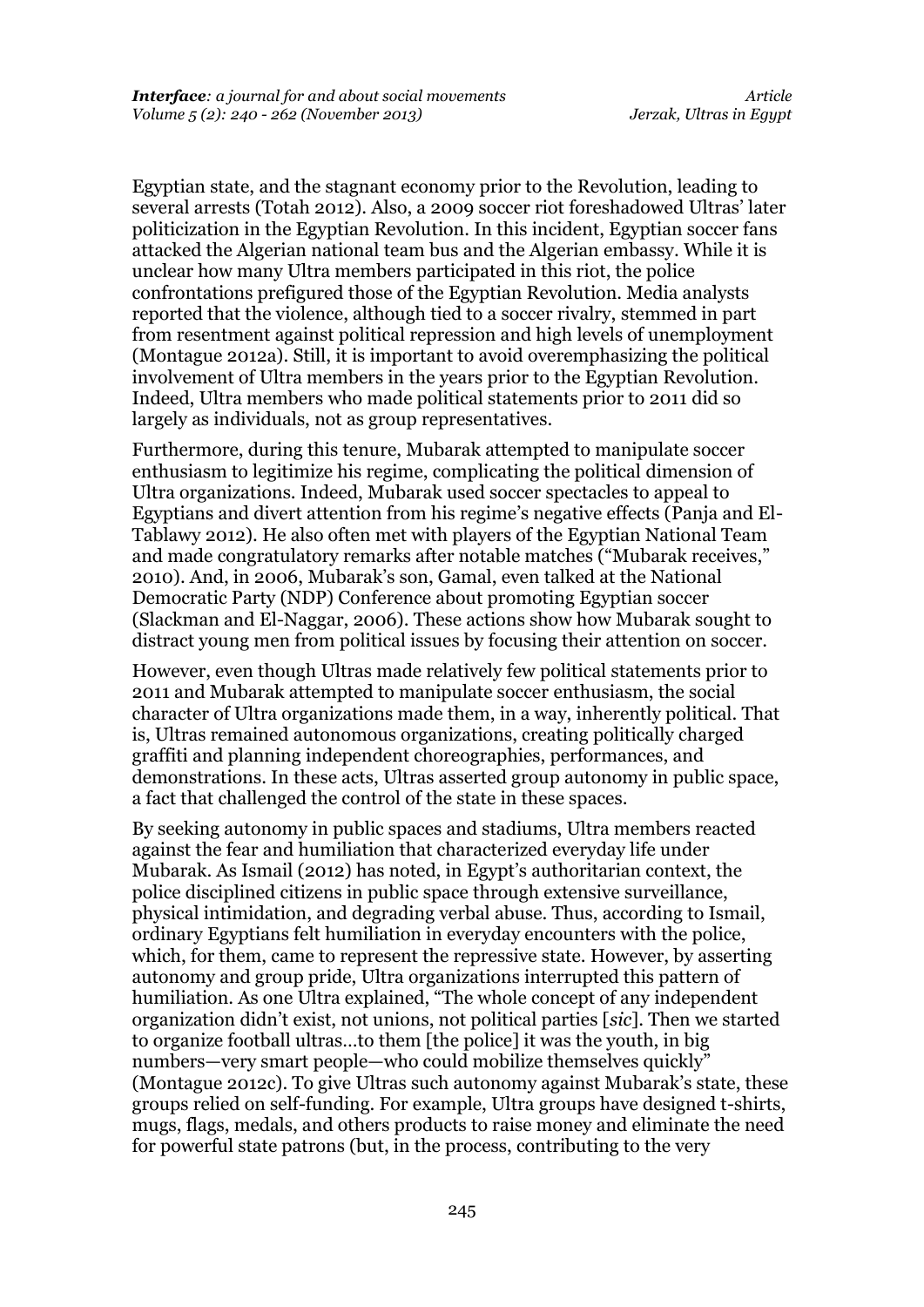Egyptian state, and the stagnant economy prior to the Revolution, leading to several arrests (Totah 2012). Also, a 2009 soccer riot foreshadowed Ultras' later politicization in the Egyptian Revolution. In this incident, Egyptian soccer fans attacked the Algerian national team bus and the Algerian embassy. While it is unclear how many Ultra members participated in this riot, the police confrontations prefigured those of the Egyptian Revolution. Media analysts reported that the violence, although tied to a soccer rivalry, stemmed in part from resentment against political repression and high levels of unemployment (Montague 2012a). Still, it is important to avoid overemphasizing the political involvement of Ultra members in the years prior to the Egyptian Revolution. Indeed, Ultra members who made political statements prior to 2011 did so largely as individuals, not as group representatives.

Furthermore, during this tenure, Mubarak attempted to manipulate soccer enthusiasm to legitimize his regime, complicating the political dimension of Ultra organizations. Indeed, Mubarak used soccer spectacles to appeal to Egyptians and divert attention from his regime's negative effects (Panja and El-Tablawy 2012). He also often met with players of the Egyptian National Team and made congratulatory remarks after notable matches ("Mubarak receives," 2010). And, in 2006, Mubarak's son, Gamal, even talked at the National Democratic Party (NDP) Conference about promoting Egyptian soccer (Slackman and El-Naggar, 2006). These actions show how Mubarak sought to distract young men from political issues by focusing their attention on soccer.

However, even though Ultras made relatively few political statements prior to 2011 and Mubarak attempted to manipulate soccer enthusiasm, the social character of Ultra organizations made them, in a way, inherently political. That is, Ultras remained autonomous organizations, creating politically charged graffiti and planning independent choreographies, performances, and demonstrations. In these acts, Ultras asserted group autonomy in public space, a fact that challenged the control of the state in these spaces.

By seeking autonomy in public spaces and stadiums, Ultra members reacted against the fear and humiliation that characterized everyday life under Mubarak. As Ismail (2012) has noted, in Egypt's authoritarian context, the police disciplined citizens in public space through extensive surveillance, physical intimidation, and degrading verbal abuse. Thus, according to Ismail, ordinary Egyptians felt humiliation in everyday encounters with the police, which, for them, came to represent the repressive state. However, by asserting autonomy and group pride, Ultra organizations interrupted this pattern of humiliation. As one Ultra explained, "The whole concept of any independent organization didn't exist, not unions, not political parties [*sic*]. Then we started to organize football ultras…to them [the police] it was the youth, in big numbers—very smart people—who could mobilize themselves quickly" (Montague 2012c). To give Ultras such autonomy against Mubarak's state, these groups relied on self-funding. For example, Ultra groups have designed t-shirts, mugs, flags, medals, and others products to raise money and eliminate the need for powerful state patrons (but, in the process, contributing to the very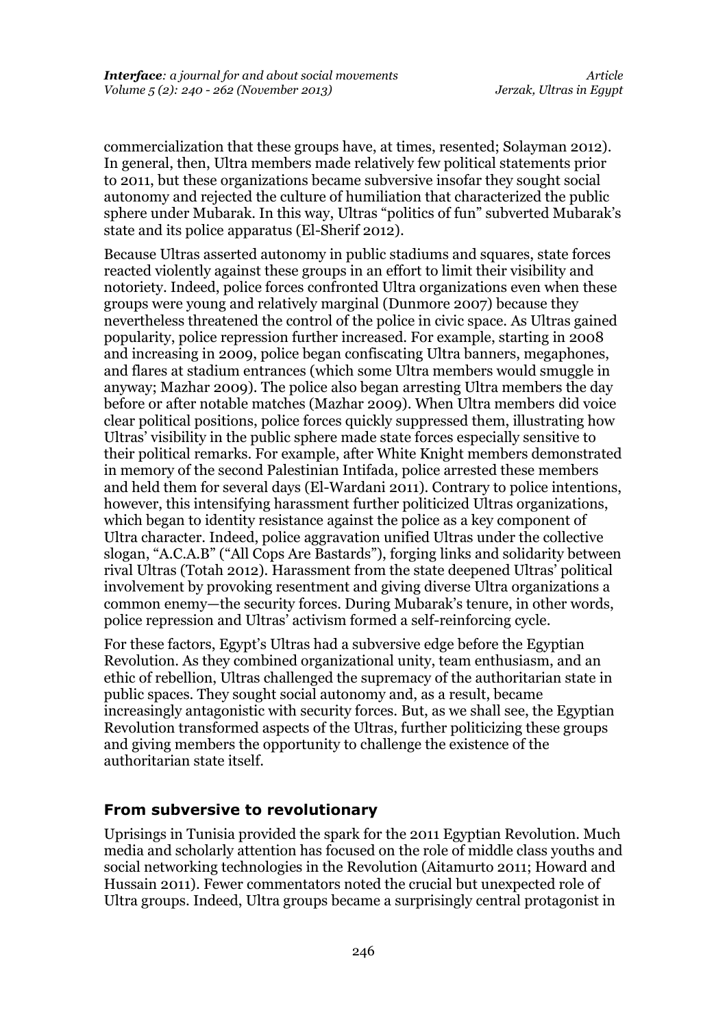commercialization that these groups have, at times, resented; Solayman 2012). In general, then, Ultra members made relatively few political statements prior to 2011, but these organizations became subversive insofar they sought social autonomy and rejected the culture of humiliation that characterized the public sphere under Mubarak. In this way, Ultras "politics of fun" subverted Mubarak's state and its police apparatus (El-Sherif 2012).

Because Ultras asserted autonomy in public stadiums and squares, state forces reacted violently against these groups in an effort to limit their visibility and notoriety. Indeed, police forces confronted Ultra organizations even when these groups were young and relatively marginal (Dunmore 2007) because they nevertheless threatened the control of the police in civic space. As Ultras gained popularity, police repression further increased. For example, starting in 2008 and increasing in 2009, police began confiscating Ultra banners, megaphones, and flares at stadium entrances (which some Ultra members would smuggle in anyway; Mazhar 2009). The police also began arresting Ultra members the day before or after notable matches (Mazhar 2009). When Ultra members did voice clear political positions, police forces quickly suppressed them, illustrating how Ultras' visibility in the public sphere made state forces especially sensitive to their political remarks. For example, after White Knight members demonstrated in memory of the second Palestinian Intifada, police arrested these members and held them for several days (El-Wardani 2011). Contrary to police intentions, however, this intensifying harassment further politicized Ultras organizations, which began to identity resistance against the police as a key component of Ultra character. Indeed, police aggravation unified Ultras under the collective slogan, "A.C.A.B" ("All Cops Are Bastards"), forging links and solidarity between rival Ultras (Totah 2012). Harassment from the state deepened Ultras' political involvement by provoking resentment and giving diverse Ultra organizations a common enemy—the security forces. During Mubarak's tenure, in other words, police repression and Ultras' activism formed a self-reinforcing cycle.

For these factors, Egypt's Ultras had a subversive edge before the Egyptian Revolution. As they combined organizational unity, team enthusiasm, and an ethic of rebellion, Ultras challenged the supremacy of the authoritarian state in public spaces. They sought social autonomy and, as a result, became increasingly antagonistic with security forces. But, as we shall see, the Egyptian Revolution transformed aspects of the Ultras, further politicizing these groups and giving members the opportunity to challenge the existence of the authoritarian state itself.

## From subversive to revolutionary

Uprisings in Tunisia provided the spark for the 2011 Egyptian Revolution. Much media and scholarly attention has focused on the role of middle class youths and social networking technologies in the Revolution (Aitamurto 2011; Howard and Hussain 2011). Fewer commentators noted the crucial but unexpected role of Ultra groups. Indeed, Ultra groups became a surprisingly central protagonist in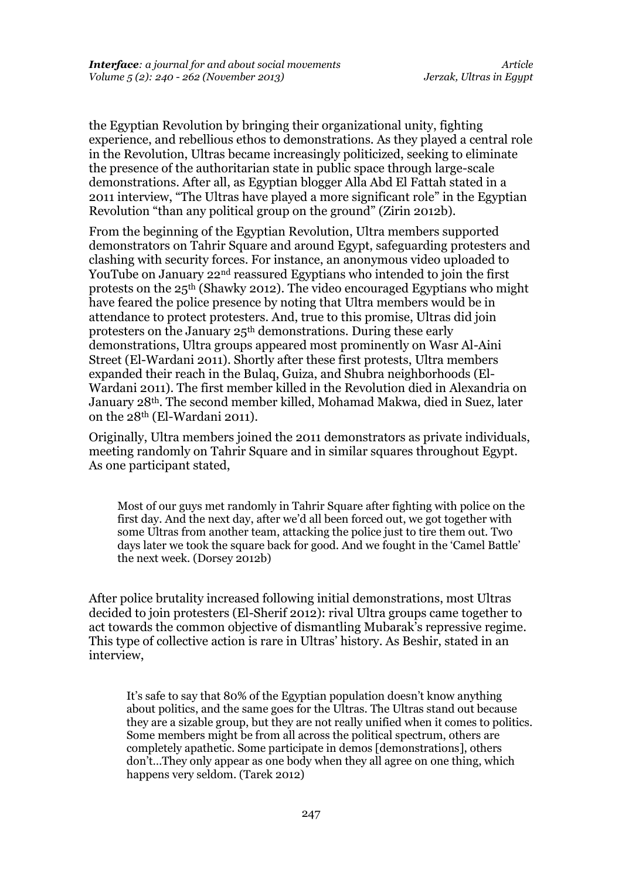the Egyptian Revolution by bringing their organizational unity, fighting experience, and rebellious ethos to demonstrations. As they played a central role in the Revolution, Ultras became increasingly politicized, seeking to eliminate the presence of the authoritarian state in public space through large-scale demonstrations. After all, as Egyptian blogger Alla Abd El Fattah stated in a 2011 interview, "The Ultras have played a more significant role" in the Egyptian Revolution "than any political group on the ground" (Zirin 2012b).

From the beginning of the Egyptian Revolution, Ultra members supported demonstrators on Tahrir Square and around Egypt, safeguarding protesters and clashing with security forces. For instance, an anonymous video uploaded to YouTube on January 22nd reassured Egyptians who intended to join the first protests on the 25th (Shawky 2012). The video encouraged Egyptians who might have feared the police presence by noting that Ultra members would be in attendance to protect protesters. And, true to this promise, Ultras did join protesters on the January 25th demonstrations. During these early demonstrations, Ultra groups appeared most prominently on Wasr Al-Aini Street (El-Wardani 2011). Shortly after these first protests, Ultra members expanded their reach in the Bulaq, Guiza, and Shubra neighborhoods (El-Wardani 2011). The first member killed in the Revolution died in Alexandria on January 28th. The second member killed, Mohamad Makwa, died in Suez, later on the 28th (El-Wardani 2011).

Originally, Ultra members joined the 2011 demonstrators as private individuals, meeting randomly on Tahrir Square and in similar squares throughout Egypt. As one participant stated,

> Most of our guys met randomly in Tahrir Square after fighting with police on the first day. And the next day, after we'd all been forced out, we got together with some Ultras from another team, attacking the police just to tire them out. Two days later we took the square back for good. And we fought in the 'Camel Battle' the next week. (Dorsey 2012b)

After police brutality increased following initial demonstrations, most Ultras decided to join protesters (El-Sherif 2012): rival Ultra groups came together to act towards the common objective of dismantling Mubarak's repressive regime. This type of collective action is rare in Ultras' history. As Beshir, stated in an interview,

> It's safe to say that 80% of the Egyptian population doesn't know anything about politics, and the same goes for the Ultras. The Ultras stand out because they are a sizable group, but they are not really unified when it comes to politics. Some members might be from all across the political spectrum, others are completely apathetic. Some participate in demos [demonstrations], others don't...They only appear as one body when they all agree on one thing, which happens very seldom. (Tarek 2012)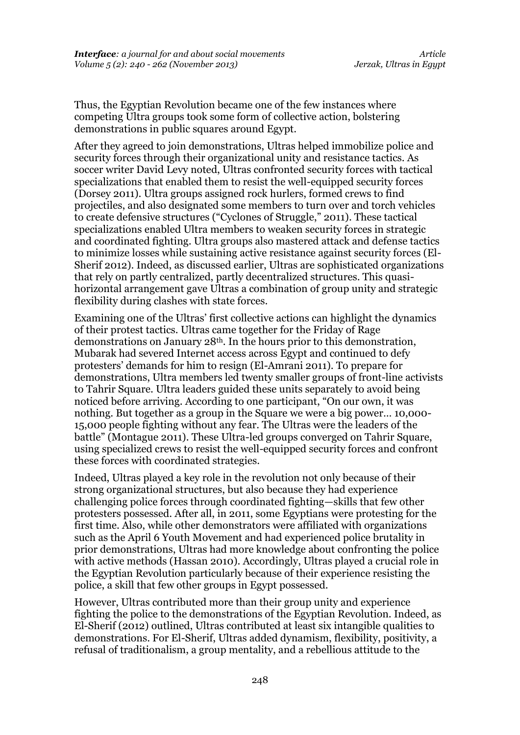Thus, the Egyptian Revolution became one of the few instances where competing Ultra groups took some form of collective action, bolstering demonstrations in public squares around Egypt.

After they agreed to join demonstrations, Ultras helped immobilize police and security forces through their organizational unity and resistance tactics. As soccer writer David Levy noted, Ultras confronted security forces with tactical specializations that enabled them to resist the well-equipped security forces (Dorsey 2011). Ultra groups assigned rock hurlers, formed crews to find projectiles, and also designated some members to turn over and torch vehicles to create defensive structures ("Cyclones of Struggle," 2011). These tactical specializations enabled Ultra members to weaken security forces in strategic and coordinated fighting. Ultra groups also mastered attack and defense tactics to minimize losses while sustaining active resistance against security forces (El-Sherif 2012). Indeed, as discussed earlier, Ultras are sophisticated organizations that rely on partly centralized, partly decentralized structures. This quasi-horizontal arrangement gave Ultras a combination of group unity and strategic flexibility during clashes with state forces.

Examining one of the Ultras' first collective actions can highlight the dynamics of their protest tactics. Ultras came together for the Friday of Rage demonstrations on January 28th. In the hours prior to this demonstration, Mubarak had severed Internet access across Egypt and continued to defy protesters' demands for him to resign (El-Amrani 2011). To prepare for demonstrations, Ultra members led twenty smaller groups of front-line activists to Tahrir Square. Ultra leaders guided these units separately to avoid being noticed before arriving. According to one participant, "On our own, it was nothing. But together as a group in the Square we were a big power… 10,000-15,000 people fighting without any fear. The Ultras were the leaders of the battle" (Montague 2011). These Ultra-led groups converged on Tahrir Square, using specialized crews to resist the well-equipped security forces and confront these forces with coordinated strategies.

Indeed, Ultras played a key role in the revolution not only because of their strong organizational structures, but also because they had experience challenging police forces through coordinated fighting—skills that few other protesters possessed. After all, in 2011, some Egyptians were protesting for the first time. Also, while other demonstrators were affiliated with organizations such as the April 6 Youth Movement and had experienced police brutality in prior demonstrations, Ultras had more knowledge about confronting the police with active methods (Hassan 2010). Accordingly, Ultras played a crucial role in the Egyptian Revolution particularly because of their experience resisting the police, a skill that few other groups in Egypt possessed.

However, Ultras contributed more than their group unity and experience fighting the police to the demonstrations of the Egyptian Revolution. Indeed, as El-Sherif (2012) outlined, Ultras contributed at least six intangible qualities to demonstrations. For El-Sherif, Ultras added dynamism, flexibility, positivity, a refusal of traditionalism, a group mentality, and a rebellious attitude to the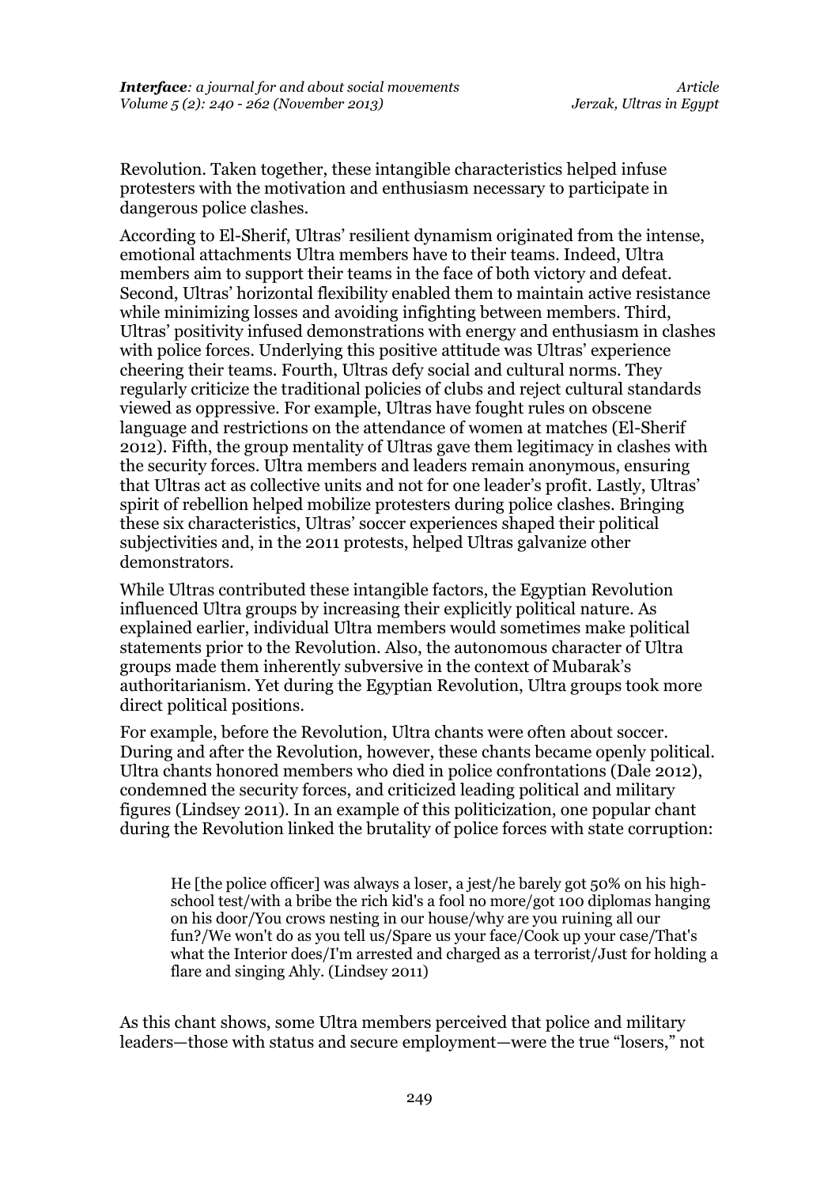Revolution. Taken together, these intangible characteristics helped infuse protesters with the motivation and enthusiasm necessary to participate in dangerous police clashes.

According to El-Sherif, Ultras' resilient dynamism originated from the intense, emotional attachments Ultra members have to their teams. Indeed, Ultra members aim to support their teams in the face of both victory and defeat. Second, Ultras' horizontal flexibility enabled them to maintain active resistance while minimizing losses and avoiding infighting between members. Third, Ultras' positivity infused demonstrations with energy and enthusiasm in clashes with police forces. Underlying this positive attitude was Ultras' experience cheering their teams. Fourth, Ultras defy social and cultural norms. They regularly criticize the traditional policies of clubs and reject cultural standards viewed as oppressive. For example, Ultras have fought rules on obscene language and restrictions on the attendance of women at matches (El-Sherif 2012). Fifth, the group mentality of Ultras gave them legitimacy in clashes with the security forces. Ultra members and leaders remain anonymous, ensuring that Ultras act as collective units and not for one leader's profit. Lastly, Ultras' spirit of rebellion helped mobilize protesters during police clashes. Bringing these six characteristics, Ultras' soccer experiences shaped their political subjectivities and, in the 2011 protests, helped Ultras galvanize other demonstrators.

While Ultras contributed these intangible factors, the Egyptian Revolution influenced Ultra groups by increasing their explicitly political nature. As explained earlier, individual Ultra members would sometimes make political statements prior to the Revolution. Also, the autonomous character of Ultra groups made them inherently subversive in the context of Mubarak's authoritarianism. Yet during the Egyptian Revolution, Ultra groups took more direct political positions.

For example, before the Revolution, Ultra chants were often about soccer. During and after the Revolution, however, these chants became openly political. Ultra chants honored members who died in police confrontations (Dale 2012), condemned the security forces, and criticized leading political and military figures (Lindsey 2011). In an example of this politicization, one popular chant during the Revolution linked the brutality of police forces with state corruption:

> He [the police officer] was always a loser, a jest/he barely got 50% on his high-school test/with a bribe the rich kid's a fool no more/got 100 diplomas hanging on his door/You crows nesting in our house/why are you ruining all our fun?/We won't do as you tell us/Spare us your face/Cook up your case/That's what the Interior does/I'm arrested and charged as a terrorist/Just for holding a flare and singing Ahly. (Lindsey 2011)

As this chant shows, some Ultra members perceived that police and military leaders—those with status and secure employment—were the true "losers," not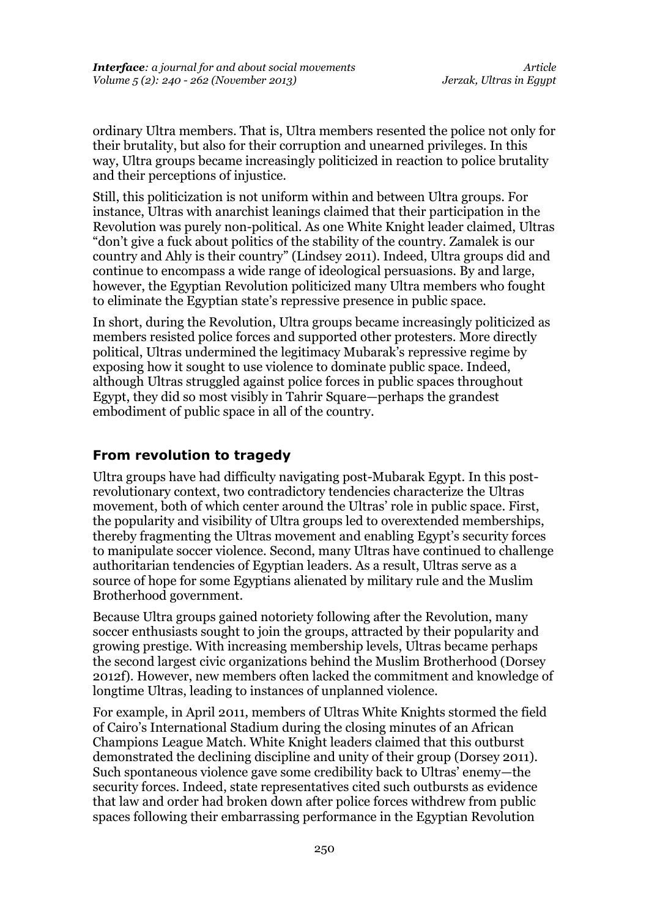ordinary Ultra members. That is, Ultra members resented the police not only for their brutality, but also for their corruption and unearned privileges. In this way, Ultra groups became increasingly politicized in reaction to police brutality and their perceptions of injustice.

Still, this politicization is not uniform within and between Ultra groups. For instance, Ultras with anarchist leanings claimed that their participation in the Revolution was purely non-political. As one White Knight leader claimed, Ultras "don't give a fuck about politics of the stability of the country. Zamalek is our country and Ahly is their country" (Lindsey 2011). Indeed, Ultra groups did and continue to encompass a wide range of ideological persuasions. By and large, however, the Egyptian Revolution politicized many Ultra members who fought to eliminate the Egyptian state's repressive presence in public space.

In short, during the Revolution, Ultra groups became increasingly politicized as members resisted police forces and supported other protesters. More directly political, Ultras undermined the legitimacy Mubarak's repressive regime by exposing how it sought to use violence to dominate public space. Indeed, although Ultras struggled against police forces in public spaces throughout Egypt, they did so most visibly in Tahrir Square—perhaps the grandest embodiment of public space in all of the country.

## From revolution to tragedy

Ultra groups have had difficulty navigating post-Mubarak Egypt. In this post-revolutionary context, two contradictory tendencies characterize the Ultras movement, both of which center around the Ultras' role in public space. First, the popularity and visibility of Ultra groups led to overextended memberships, thereby fragmenting the Ultras movement and enabling Egypt's security forces to manipulate soccer violence. Second, many Ultras have continued to challenge authoritarian tendencies of Egyptian leaders. As a result, Ultras serve as a source of hope for some Egyptians alienated by military rule and the Muslim Brotherhood government.

Because Ultra groups gained notoriety following after the Revolution, many soccer enthusiasts sought to join the groups, attracted by their popularity and growing prestige. With increasing membership levels, Ultras became perhaps the second largest civic organizations behind the Muslim Brotherhood (Dorsey 2012f). However, new members often lacked the commitment and knowledge of longtime Ultras, leading to instances of unplanned violence.

For example, in April 2011, members of Ultras White Knights stormed the field of Cairo's International Stadium during the closing minutes of an African Champions League Match. White Knight leaders claimed that this outburst demonstrated the declining discipline and unity of their group (Dorsey 2011). Such spontaneous violence gave some credibility back to Ultras' enemy—the security forces. Indeed, state representatives cited such outbursts as evidence that law and order had broken down after police forces withdrew from public spaces following their embarrassing performance in the Egyptian Revolution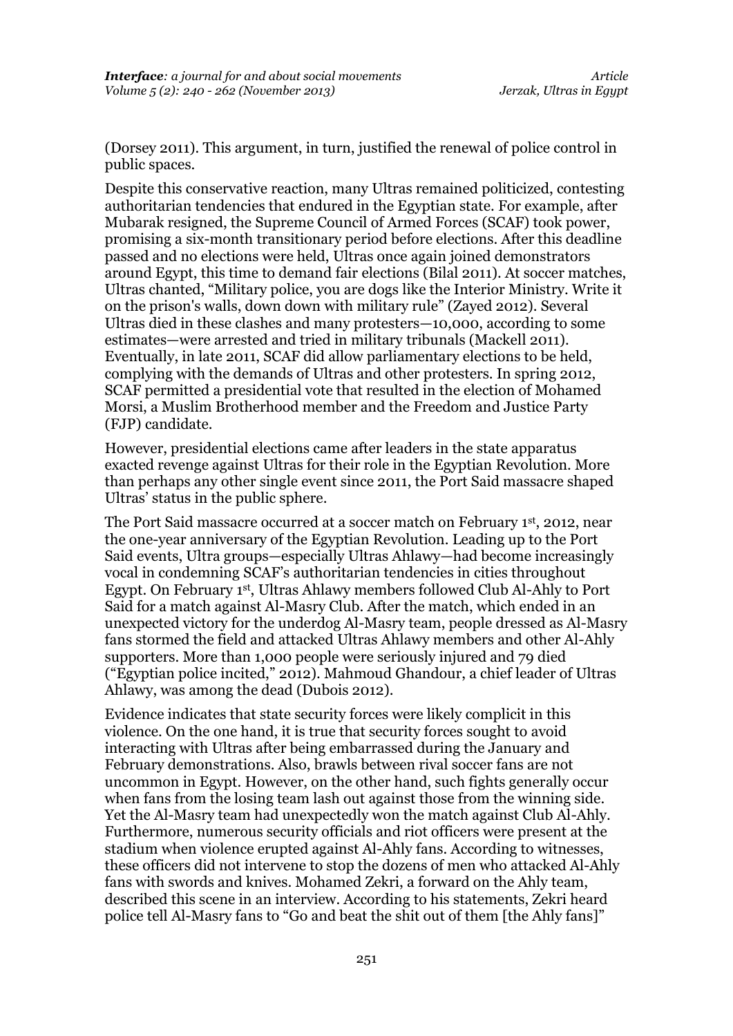(Dorsey 2011). This argument, in turn, justified the renewal of police control in public spaces.

Despite this conservative reaction, many Ultras remained politicized, contesting authoritarian tendencies that endured in the Egyptian state. For example, after Mubarak resigned, the Supreme Council of Armed Forces (SCAF) took power, promising a six-month transitionary period before elections. After this deadline passed and no elections were held, Ultras once again joined demonstrators around Egypt, this time to demand fair elections (Bilal 2011). At soccer matches, Ultras chanted, "Military police, you are dogs like the Interior Ministry. Write it on the prison's walls, down down with military rule" (Zayed 2012). Several Ultras died in these clashes and many protesters—10,000, according to some estimates—were arrested and tried in military tribunals (Mackell 2011). Eventually, in late 2011, SCAF did allow parliamentary elections to be held, complying with the demands of Ultras and other protesters. In spring 2012, SCAF permitted a presidential vote that resulted in the election of Mohamed Morsi, a Muslim Brotherhood member and the Freedom and Justice Party (FJP) candidate.

However, presidential elections came after leaders in the state apparatus exacted revenge against Ultras for their role in the Egyptian Revolution. More than perhaps any other single event since 2011, the Port Said massacre shaped Ultras' status in the public sphere.

The Port Said massacre occurred at a soccer match on February 1st, 2012, near the one-year anniversary of the Egyptian Revolution. Leading up to the Port Said events, Ultra groups—especially Ultras Ahlawy—had become increasingly vocal in condemning SCAF's authoritarian tendencies in cities throughout Egypt. On February 1st, Ultras Ahlawy members followed Club Al-Ahly to Port Said for a match against Al-Masry Club. After the match, which ended in an unexpected victory for the underdog Al-Masry team, people dressed as Al-Masry fans stormed the field and attacked Ultras Ahlawy members and other Al-Ahly supporters. More than 1,000 people were seriously injured and 79 died ("Egyptian police incited," 2012). Mahmoud Ghandour, a chief leader of Ultras Ahlawy, was among the dead (Dubois 2012).

Evidence indicates that state security forces were likely complicit in this violence. On the one hand, it is true that security forces sought to avoid interacting with Ultras after being embarrassed during the January and February demonstrations. Also, brawls between rival soccer fans are not uncommon in Egypt. However, on the other hand, such fights generally occur when fans from the losing team lash out against those from the winning side. Yet the Al-Masry team had unexpectedly won the match against Club Al-Ahly. Furthermore, numerous security officials and riot officers were present at the stadium when violence erupted against Al-Ahly fans. According to witnesses, these officers did not intervene to stop the dozens of men who attacked Al-Ahly fans with swords and knives. Mohamed Zekri, a forward on the Ahly team, described this scene in an interview. According to his statements, Zekri heard police tell Al-Masry fans to "Go and beat the shit out of them [the Ahly fans]"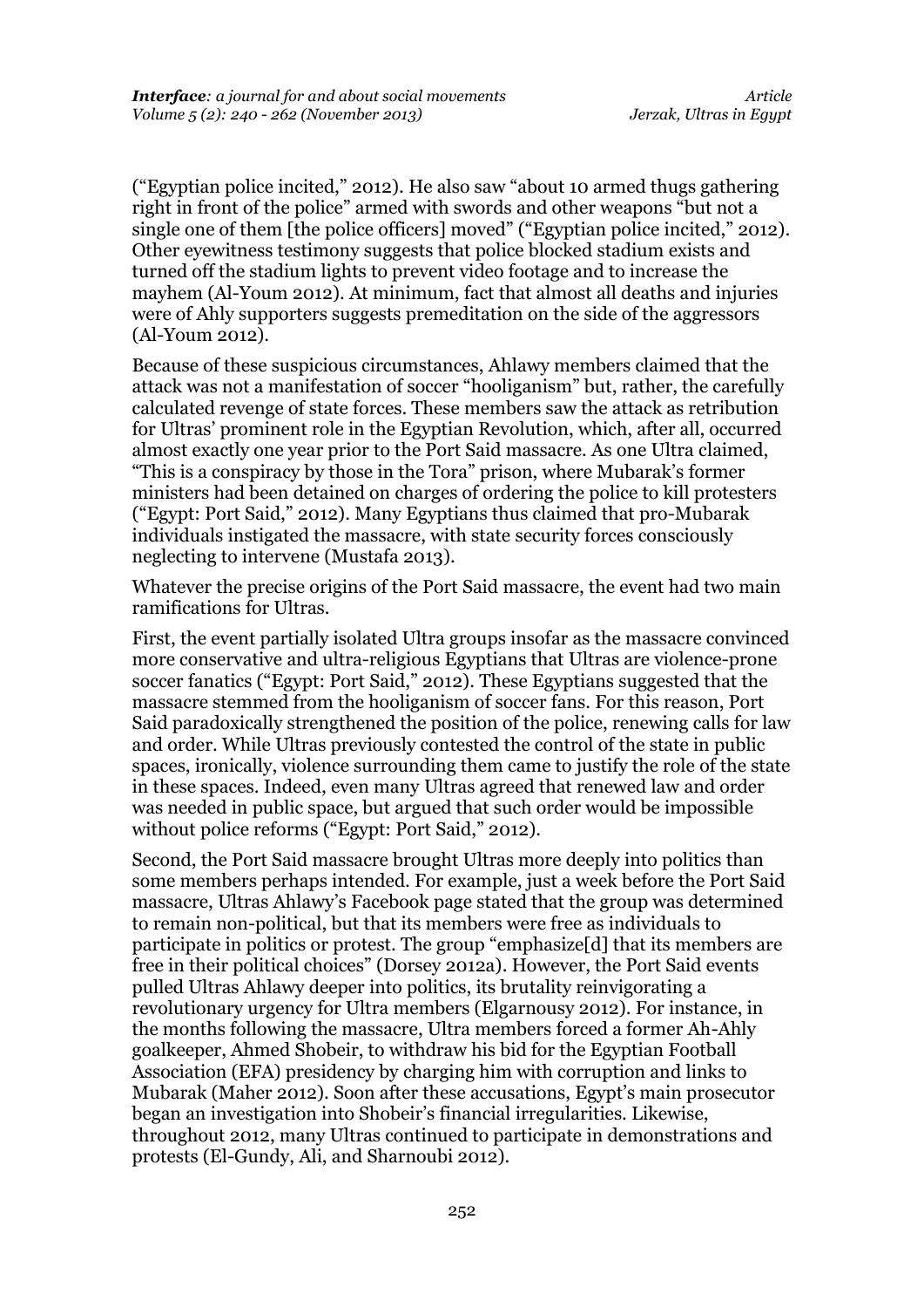("Egyptian police incited," 2012). He also saw "about 10 armed thugs gathering right in front of the police" armed with swords and other weapons "but not a single one of them [the police officers] moved" ("Egyptian police incited," 2012). Other eyewitness testimony suggests that police blocked stadium exists and turned off the stadium lights to prevent video footage and to increase the mayhem (Al-Youm 2012). At minimum, fact that almost all deaths and injuries were of Ahly supporters suggests premeditation on the side of the aggressors (Al-Youm 2012).

Because of these suspicious circumstances, Ahlawy members claimed that the attack was not a manifestation of soccer "hooliganism" but, rather, the carefully calculated revenge of state forces. These members saw the attack as retribution for Ultras' prominent role in the Egyptian Revolution, which, after all, occurred almost exactly one year prior to the Port Said massacre. As one Ultra claimed, "This is a conspiracy by those in the Tora" prison, where Mubarak's former ministers had been detained on charges of ordering the police to kill protesters ("Egypt: Port Said," 2012). Many Egyptians thus claimed that pro-Mubarak individuals instigated the massacre, with state security forces consciously neglecting to intervene (Mustafa 2013).

Whatever the precise origins of the Port Said massacre, the event had two main ramifications for Ultras.

First, the event partially isolated Ultra groups insofar as the massacre convinced more conservative and ultra-religious Egyptians that Ultras are violence-prone soccer fanatics ("Egypt: Port Said," 2012). These Egyptians suggested that the massacre stemmed from the hooliganism of soccer fans. For this reason, Port Said paradoxically strengthened the position of the police, renewing calls for law and order. While Ultras previously contested the control of the state in public spaces, ironically, violence surrounding them came to justify the role of the state in these spaces. Indeed, even many Ultras agreed that renewed law and order was needed in public space, but argued that such order would be impossible without police reforms ("Egypt: Port Said," 2012).

Second, the Port Said massacre brought Ultras more deeply into politics than some members perhaps intended. For example, just a week before the Port Said massacre, Ultras Ahlawy's Facebook page stated that the group was determined to remain non-political, but that its members were free as individuals to participate in politics or protest. The group "emphasize[d] that its members are free in their political choices" (Dorsey 2012a). However, the Port Said events pulled Ultras Ahlawy deeper into politics, its brutality reinvigorating a revolutionary urgency for Ultra members (Elgarnousy 2012). For instance, in the months following the massacre, Ultra members forced a former Ah-Ahly goalkeeper, Ahmed Shobeir, to withdraw his bid for the Egyptian Football Association (EFA) presidency by charging him with corruption and links to Mubarak (Maher 2012). Soon after these accusations, Egypt's main prosecutor began an investigation into Shobeir's financial irregularities. Likewise, throughout 2012, many Ultras continued to participate in demonstrations and protests (El-Gundy, Ali, and Sharnoubi 2012).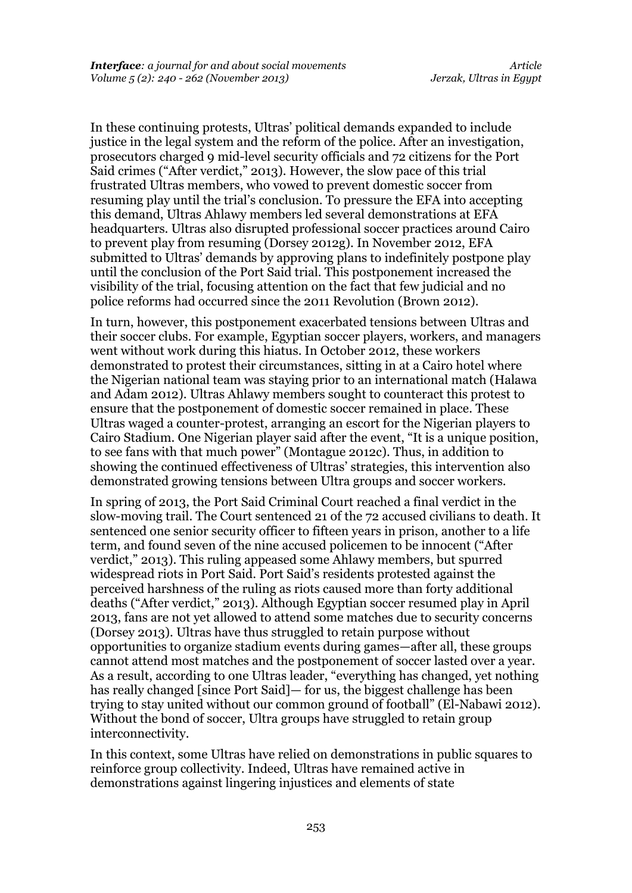In these continuing protests, Ultras' political demands expanded to include justice in the legal system and the reform of the police. After an investigation, prosecutors charged 9 mid-level security officials and 72 citizens for the Port Said crimes ("After verdict," 2013). However, the slow pace of this trial frustrated Ultras members, who vowed to prevent domestic soccer from resuming play until the trial's conclusion. To pressure the EFA into accepting this demand, Ultras Ahlawy members led several demonstrations at EFA headquarters. Ultras also disrupted professional soccer practices around Cairo to prevent play from resuming (Dorsey 2012g). In November 2012, EFA submitted to Ultras' demands by approving plans to indefinitely postpone play until the conclusion of the Port Said trial. This postponement increased the visibility of the trial, focusing attention on the fact that few judicial and no police reforms had occurred since the 2011 Revolution (Brown 2012).

In turn, however, this postponement exacerbated tensions between Ultras and their soccer clubs. For example, Egyptian soccer players, workers, and managers went without work during this hiatus. In October 2012, these workers demonstrated to protest their circumstances, sitting in at a Cairo hotel where the Nigerian national team was staying prior to an international match (Halawa and Adam 2012). Ultras Ahlawy members sought to counteract this protest to ensure that the postponement of domestic soccer remained in place. These Ultras waged a counter-protest, arranging an escort for the Nigerian players to Cairo Stadium. One Nigerian player said after the event, "It is a unique position, to see fans with that much power" (Montague 2012c). Thus, in addition to showing the continued effectiveness of Ultras' strategies, this intervention also demonstrated growing tensions between Ultra groups and soccer workers.

In spring of 2013, the Port Said Criminal Court reached a final verdict in the slow-moving trail. The Court sentenced 21 of the 72 accused civilians to death. It sentenced one senior security officer to fifteen years in prison, another to a life term, and found seven of the nine accused policemen to be innocent ("After verdict," 2013). This ruling appeased some Ahlawy members, but spurred widespread riots in Port Said. Port Said's residents protested against the perceived harshness of the ruling as riots caused more than forty additional deaths ("After verdict," 2013). Although Egyptian soccer resumed play in April 2013, fans are not yet allowed to attend some matches due to security concerns (Dorsey 2013). Ultras have thus struggled to retain purpose without opportunities to organize stadium events during games—after all, these groups cannot attend most matches and the postponement of soccer lasted over a year. As a result, according to one Ultras leader, "everything has changed, yet nothing has really changed [since Port Said]— for us, the biggest challenge has been trying to stay united without our common ground of football" (El-Nabawi 2012). Without the bond of soccer, Ultra groups have struggled to retain group interconnectivity.

In this context, some Ultras have relied on demonstrations in public squares to reinforce group collectivity. Indeed, Ultras have remained active in demonstrations against lingering injustices and elements of state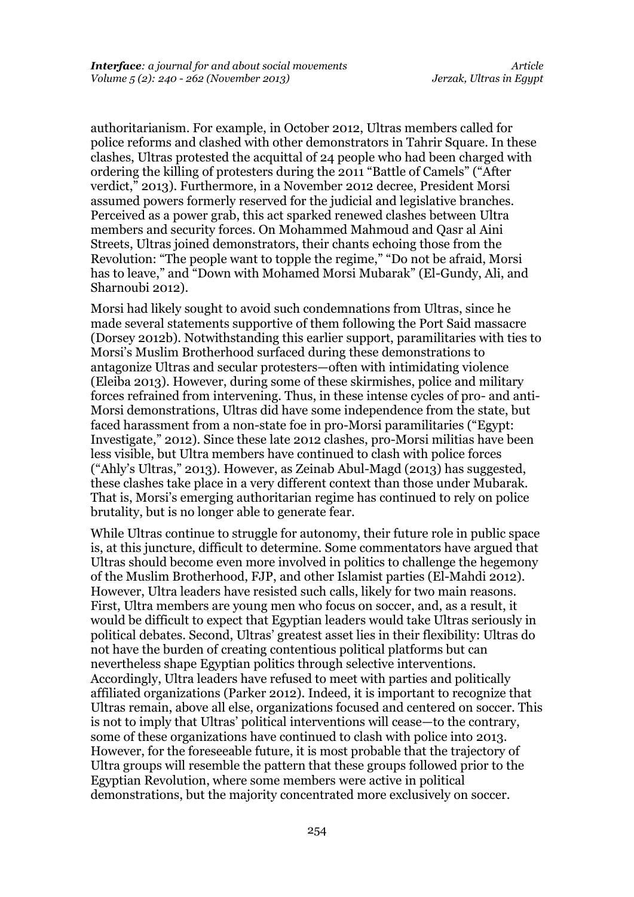authoritarianism. For example, in October 2012, Ultras members called for police reforms and clashed with other demonstrators in Tahrir Square. In these clashes, Ultras protested the acquittal of 24 people who had been charged with ordering the killing of protesters during the 2011 "Battle of Camels" ("After verdict," 2013). Furthermore, in a November 2012 decree, President Morsi assumed powers formerly reserved for the judicial and legislative branches. Perceived as a power grab, this act sparked renewed clashes between Ultra members and security forces. On Mohammed Mahmoud and Qasr al Aini Streets, Ultras joined demonstrators, their chants echoing those from the Revolution: "The people want to topple the regime," "Do not be afraid, Morsi has to leave," and "Down with Mohamed Morsi Mubarak" (El-Gundy, Ali, and Sharnoubi 2012).

Morsi had likely sought to avoid such condemnations from Ultras, since he made several statements supportive of them following the Port Said massacre (Dorsey 2012b). Notwithstanding this earlier support, paramilitaries with ties to Morsi's Muslim Brotherhood surfaced during these demonstrations to antagonize Ultras and secular protesters—often with intimidating violence (Eleiba 2013). However, during some of these skirmishes, police and military forces refrained from intervening. Thus, in these intense cycles of pro- and anti-Morsi demonstrations, Ultras did have some independence from the state, but faced harassment from a non-state foe in pro-Morsi paramilitaries ("Egypt: Investigate," 2012). Since these late 2012 clashes, pro-Morsi militias have been less visible, but Ultra members have continued to clash with police forces ("Ahly's Ultras," 2013). However, as Zeinab Abul-Magd (2013) has suggested, these clashes take place in a very different context than those under Mubarak. That is, Morsi's emerging authoritarian regime has continued to rely on police brutality, but is no longer able to generate fear.

While Ultras continue to struggle for autonomy, their future role in public space is, at this juncture, difficult to determine. Some commentators have argued that Ultras should become even more involved in politics to challenge the hegemony of the Muslim Brotherhood, FJP, and other Islamist parties (El-Mahdi 2012). However, Ultra leaders have resisted such calls, likely for two main reasons. First, Ultra members are young men who focus on soccer, and, as a result, it would be difficult to expect that Egyptian leaders would take Ultras seriously in political debates. Second, Ultras' greatest asset lies in their flexibility: Ultras do not have the burden of creating contentious political platforms but can nevertheless shape Egyptian politics through selective interventions. Accordingly, Ultra leaders have refused to meet with parties and politically affiliated organizations (Parker 2012). Indeed, it is important to recognize that Ultras remain, above all else, organizations focused and centered on soccer. This is not to imply that Ultras' political interventions will cease—to the contrary, some of these organizations have continued to clash with police into 2013. However, for the foreseeable future, it is most probable that the trajectory of Ultra groups will resemble the pattern that these groups followed prior to the Egyptian Revolution, where some members were active in political demonstrations, but the majority concentrated more exclusively on soccer.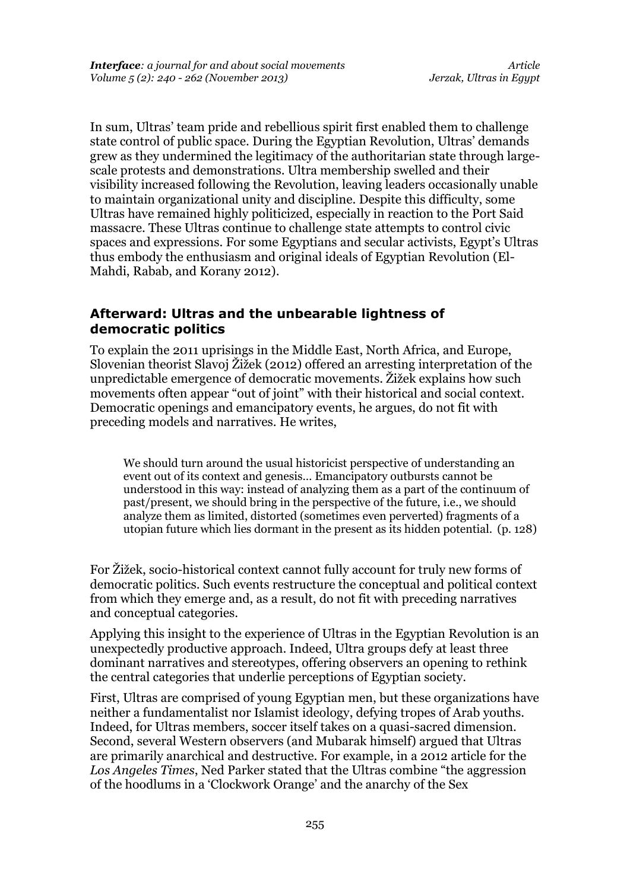In sum, Ultras' team pride and rebellious spirit first enabled them to challenge state control of public space. During the Egyptian Revolution, Ultras' demands grew as they undermined the legitimacy of the authoritarian state through large-scale protests and demonstrations. Ultra membership swelled and their visibility increased following the Revolution, leaving leaders occasionally unable to maintain organizational unity and discipline. Despite this difficulty, some Ultras have remained highly politicized, especially in reaction to the Port Said massacre. These Ultras continue to challenge state attempts to control civic spaces and expressions. For some Egyptians and secular activists, Egypt's Ultras thus embody the enthusiasm and original ideals of Egyptian Revolution (El-Mahdi, Rabab, and Korany 2012).

## Afterward: Ultras and the unbearable lightness of democratic politics

To explain the 2011 uprisings in the Middle East, North Africa, and Europe, Slovenian theorist Slavoj Žižek (2012) offered an arresting interpretation of the unpredictable emergence of democratic movements. Žižek explains how such movements often appear "out of joint" with their historical and social context. Democratic openings and emancipatory events, he argues, do not fit with preceding models and narratives. He writes,

> We should turn around the usual historicist perspective of understanding an event out of its context and genesis… Emancipatory outbursts cannot be understood in this way: instead of analyzing them as a part of the continuum of past/present, we should bring in the perspective of the future, i.e., we should analyze them as limited, distorted (sometimes even perverted) fragments of a utopian future which lies dormant in the present as its hidden potential. (p. 128)

For Žižek, socio-historical context cannot fully account for truly new forms of democratic politics. Such events restructure the conceptual and political context from which they emerge and, as a result, do not fit with preceding narratives and conceptual categories.

Applying this insight to the experience of Ultras in the Egyptian Revolution is an unexpectedly productive approach. Indeed, Ultra groups defy at least three dominant narratives and stereotypes, offering observers an opening to rethink the central categories that underlie perceptions of Egyptian society.

First, Ultras are comprised of young Egyptian men, but these organizations have neither a fundamentalist nor Islamist ideology, defying tropes of Arab youths. Indeed, for Ultras members, soccer itself takes on a quasi-sacred dimension. Second, several Western observers (and Mubarak himself) argued that Ultras are primarily anarchical and destructive. For example, in a 2012 article for the *Los Angeles Times*, Ned Parker stated that the Ultras combine "the aggression of the hoodlums in a 'Clockwork Orange' and the anarchy of the Sex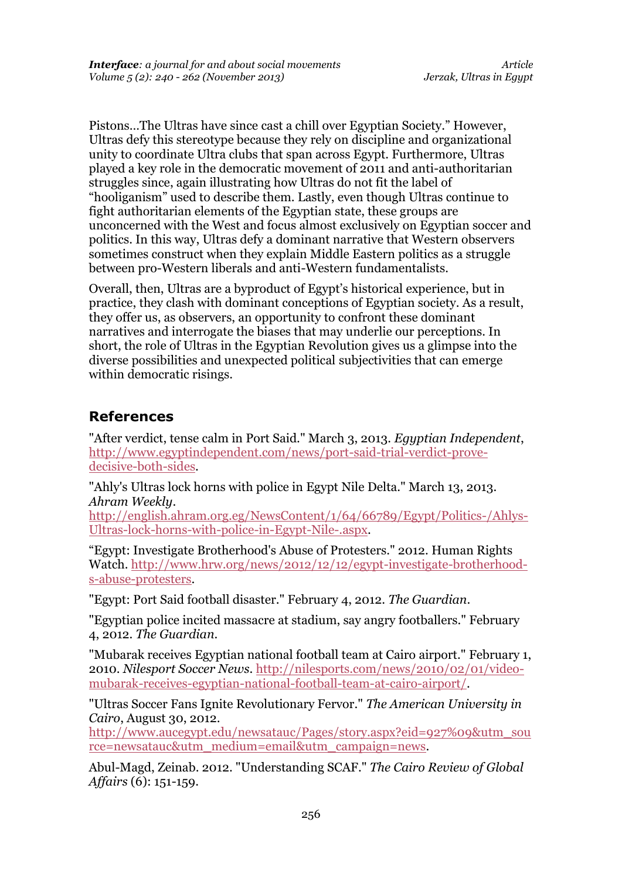Pistons…The Ultras have since cast a chill over Egyptian Society." However, Ultras defy this stereotype because they rely on discipline and organizational unity to coordinate Ultra clubs that span across Egypt. Furthermore, Ultras played a key role in the democratic movement of 2011 and anti-authoritarian struggles since, again illustrating how Ultras do not fit the label of "hooliganism" used to describe them. Lastly, even though Ultras continue to fight authoritarian elements of the Egyptian state, these groups are unconcerned with the West and focus almost exclusively on Egyptian soccer and politics. In this way, Ultras defy a dominant narrative that Western observers sometimes construct when they explain Middle Eastern politics as a struggle between pro-Western liberals and anti-Western fundamentalists.

Overall, then, Ultras are a byproduct of Egypt's historical experience, but in practice, they clash with dominant conceptions of Egyptian society. As a result, they offer us, as observers, an opportunity to confront these dominant narratives and interrogate the biases that may underlie our perceptions. In short, the role of Ultras in the Egyptian Revolution gives us a glimpse into the diverse possibilities and unexpected political subjectivities that can emerge within democratic risings.

## References

"After verdict, tense calm in Port Said." March 3, 2013. *Egyptian Independent*, http://www.egyptindependent.com/news/port-said-trial-verdict-prove-decisive-both-sides.

"Ahly's Ultras lock horns with police in Egypt Nile Delta." March 13, 2013. *Ahram Weekly*. http://english.ahram.org.eg/NewsContent/1/64/66789/Egypt/Politics-/Ahlys-Ultras-lock-horns-with-police-in-Egypt-Nile-.aspx.

"Egypt: Investigate Brotherhood's Abuse of Protesters." 2012. Human Rights Watch. http://www.hrw.org/news/2012/12/12/egypt-investigate-brotherhood-s-abuse-protesters.

"Egypt: Port Said football disaster." February 4, 2012. *The Guardian*.

"Egyptian police incited massacre at stadium, say angry footballers." February 4, 2012. *The Guardian*.

"Mubarak receives Egyptian national football team at Cairo airport." February 1, 2010. *Nilesport Soccer News*. http://nilesports.com/news/2010/02/01/video-mubarak-receives-egyptian-national-football-team-at-cairo-airport/.

"Ultras Soccer Fans Ignite Revolutionary Fervor." *The American University in Cairo*, August 30, 2012. http://www.aucegypt.edu/newsatauc/Pages/story.aspx?eid=927%09&utm_source=newsatauc&utm_medium=email&utm_campaign=news.

Abul-Magd, Zeinab. 2012. "Understanding SCAF." *The Cairo Review of Global Affairs* (6): 151-159.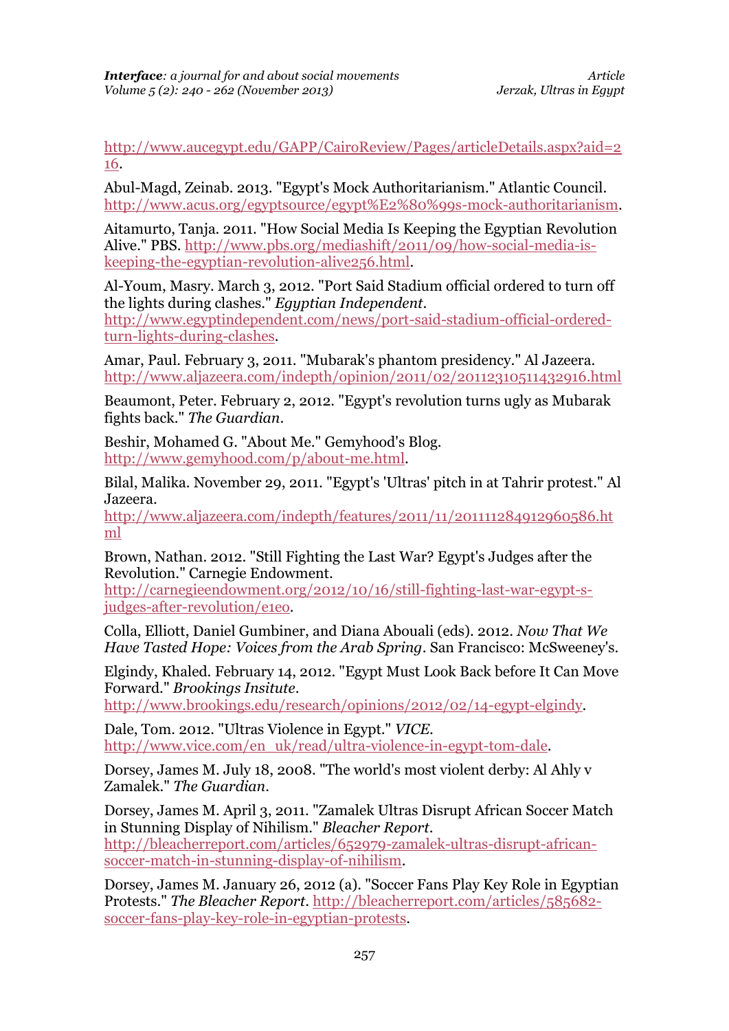http://www.aucegypt.edu/GAPP/CairoReview/Pages/articleDetails.aspx?aid=216.

Abul-Magd, Zeinab. 2013. "Egypt's Mock Authoritarianism." Atlantic Council. http://www.acus.org/egyptsource/egypt%E2%80%99s-mock-authoritarianism.

Aitamurto, Tanja. 2011. "How Social Media Is Keeping the Egyptian Revolution Alive." PBS. http://www.pbs.org/mediashift/2011/09/how-social-media-is-keeping-the-egyptian-revolution-alive256.html.

Al-Youm, Masry. March 3, 2012. "Port Said Stadium official ordered to turn off the lights during clashes." *Egyptian Independent*. http://www.egyptindependent.com/news/port-said-stadium-official-ordered-turn-lights-during-clashes.

Amar, Paul. February 3, 2011. "Mubarak's phantom presidency." Al Jazeera. http://www.aljazeera.com/indepth/opinion/2011/02/20112310511432916.html

Beaumont, Peter. February 2, 2012. "Egypt's revolution turns ugly as Mubarak fights back." *The Guardian*.

Beshir, Mohamed G. "About Me." Gemyhood's Blog. http://www.gemyhood.com/p/about-me.html.

Bilal, Malika. November 29, 2011. "Egypt's 'Ultras' pitch in at Tahrir protest." Al Jazeera. http://www.aljazeera.com/indepth/features/2011/11/2011112849129605 86.html

Brown, Nathan. 2012. "Still Fighting the Last War? Egypt's Judges after the Revolution." Carnegie Endowment. http://carnegieendowment.org/2012/10/16/still-fighting-last-war-egypt-s-judges-after-revolution/e1eo.

Colla, Elliott, Daniel Gumbiner, and Diana Abouali (eds). 2012. *Now That We Have Tasted Hope: Voices from the Arab Spring*. San Francisco: McSweeney's.

Elgindy, Khaled. February 14, 2012. "Egypt Must Look Back before It Can Move Forward." *Brookings Insitute*. http://www.brookings.edu/research/opinions/2012/02/14-egypt-elgindy.

Dale, Tom. 2012. "Ultras Violence in Egypt." *VICE*. http://www.vice.com/en_uk/read/ultra-violence-in-egypt-tom-dale.

Dorsey, James M. July 18, 2008. "The world's most violent derby: Al Ahly v Zamalek." *The Guardian*.

Dorsey, James M. April 3, 2011. "Zamalek Ultras Disrupt African Soccer Match in Stunning Display of Nihilism." *Bleacher Report*. http://bleacherreport.com/articles/652979-zamalek-ultras-disrupt-african-soccer-match-in-stunning-display-of-nihilism.

Dorsey, James M. January 26, 2012 (a). "Soccer Fans Play Key Role in Egyptian Protests." *The Bleacher Report*. http://bleacherreport.com/articles/585682-soccer-fans-play-key-role-in-egyptian-protests.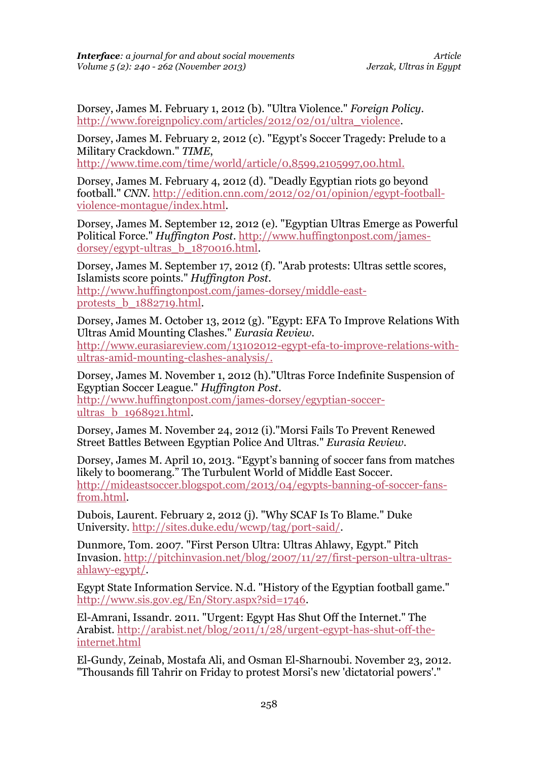Dorsey, James M. February 1, 2012 (b). "Ultra Violence." *Foreign Policy*. http://www.foreignpolicy.com/articles/2012/02/01/ultra_violence.

Dorsey, James M. February 2, 2012 (c). "Egypt's Soccer Tragedy: Prelude to a Military Crackdown." *TIME*, http://www.time.com/time/world/article/0,8599,2105997,00.html.

Dorsey, James M. February 4, 2012 (d). "Deadly Egyptian riots go beyond football." *CNN*. http://edition.cnn.com/2012/02/01/opinion/egypt-football-violence-montague/index.html.

Dorsey, James M. September 12, 2012 (e). "Egyptian Ultras Emerge as Powerful Political Force." *Huffington Post*. http://www.huffingtonpost.com/james-dorsey/egypt-ultras_b_1870016.html.

Dorsey, James M. September 17, 2012 (f). "Arab protests: Ultras settle scores, Islamists score points." *Huffington Post*. http://www.huffingtonpost.com/james-dorsey/middle-east-protests_b_1882719.html.

Dorsey, James M. October 13, 2012 (g). "Egypt: EFA To Improve Relations With Ultras Amid Mounting Clashes." *Eurasia Review*. http://www.eurasiareview.com/13102012-egypt-efa-to-improve-relations-with-ultras-amid-mounting-clashes-analysis/.

Dorsey, James M. November 1, 2012 (h)."Ultras Force Indefinite Suspension of Egyptian Soccer League." *Huffington Post*. http://www.huffingtonpost.com/james-dorsey/egyptian-soccer-ultras_b_1968921.html.

Dorsey, James M. November 24, 2012 (i)."Morsi Fails To Prevent Renewed Street Battles Between Egyptian Police And Ultras." *Eurasia Review*.

Dorsey, James M. April 10, 2013. "Egypt's banning of soccer fans from matches likely to boomerang." The Turbulent World of Middle East Soccer. http://mideastsoccer.blogspot.com/2013/04/egypts-banning-of-soccer-fans-from.html.

Dubois, Laurent. February 2, 2012 (j). "Why SCAF Is To Blame." Duke University. http://sites.duke.edu/wcwp/tag/port-said/.

Dunmore, Tom. 2007. "First Person Ultra: Ultras Ahlawy, Egypt." Pitch Invasion. http://pitchinvasion.net/blog/2007/11/27/first-person-ultra-ultras-ahlawy-egypt/.

Egypt State Information Service. N.d. "History of the Egyptian football game." http://www.sis.gov.eg/En/Story.aspx?sid=1746.

El-Amrani, Issandr. 2011. "Urgent: Egypt Has Shut Off the Internet." The Arabist. http://arabist.net/blog/2011/1/28/urgent-egypt-has-shut-off-the-internet.html

El-Gundy, Zeinab, Mostafa Ali, and Osman El-Sharnoubi. November 23, 2012. "Thousands fill Tahrir on Friday to protest Morsi's new 'dictatorial powers'."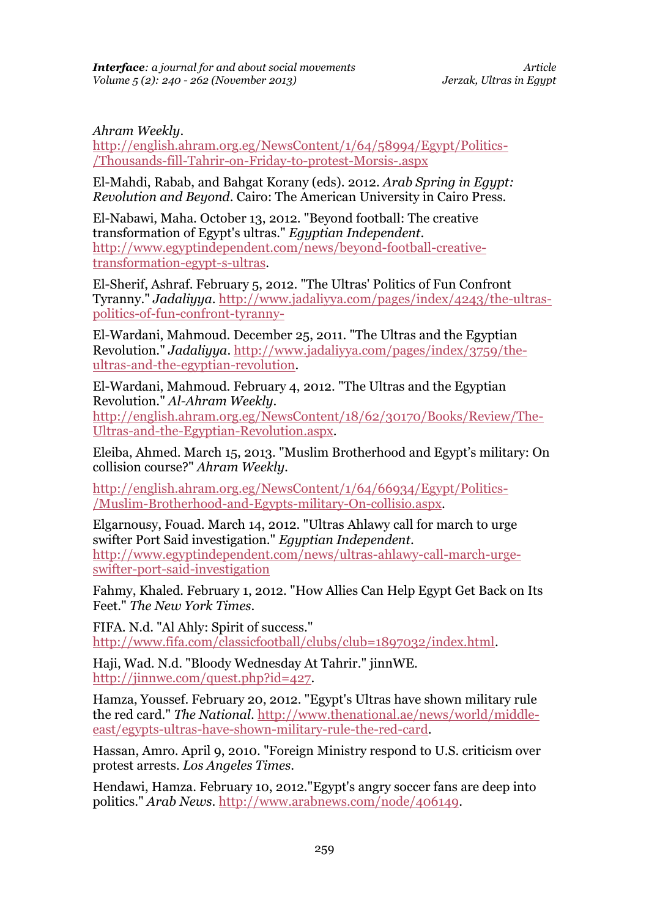*Ahram Weekly*.
http://english.ahram.org.eg/NewsContent/1/64/58994/Egypt/Politics-/Thousands-fill-Tahrir-on-Friday-to-protest-Morsis-.aspx

El-Mahdi, Rabab, and Bahgat Korany (eds). 2012. *Arab Spring in Egypt: Revolution and Beyond*. Cairo: The American University in Cairo Press.

El-Nabawi, Maha. October 13, 2012. "Beyond football: The creative transformation of Egypt's ultras." *Egyptian Independent*. http://www.egyptindependent.com/news/beyond-football-creative-transformation-egypt-s-ultras.

El-Sherif, Ashraf. February 5, 2012. "The Ultras' Politics of Fun Confront Tyranny." *Jadaliyya*. http://www.jadaliyya.com/pages/index/4243/the-ultras-politics-of-fun-confront-tyranny-

El-Wardani, Mahmoud. December 25, 2011. "The Ultras and the Egyptian Revolution." *Jadaliyya*. http://www.jadaliyya.com/pages/index/3759/the-ultras-and-the-egyptian-revolution.

El-Wardani, Mahmoud. February 4, 2012. "The Ultras and the Egyptian Revolution." *Al-Ahram Weekly*.
http://english.ahram.org.eg/NewsContent/18/62/30170/Books/Review/The-Ultras-and-the-Egyptian-Revolution.aspx.

Eleiba, Ahmed. March 15, 2013. "Muslim Brotherhood and Egypt's military: On collision course?" *Ahram Weekly*.

http://english.ahram.org.eg/NewsContent/1/64/66934/Egypt/Politics-/Muslim-Brotherhood-and-Egypts-military-On-collisio.aspx.

Elgarnousy, Fouad. March 14, 2012. "Ultras Ahlawy call for march to urge swifter Port Said investigation." *Egyptian Independent*.
http://www.egyptindependent.com/news/ultras-ahlawy-call-march-urge-swifter-port-said-investigation

Fahmy, Khaled. February 1, 2012. "How Allies Can Help Egypt Get Back on Its Feet." *The New York Times*.

FIFA. N.d. "Al Ahly: Spirit of success."
http://www.fifa.com/classicfootball/clubs/club=1897032/index.html.

Haji, Wad. N.d. "Bloody Wednesday At Tahrir." jinnWE.
http://jinnwe.com/quest.php?id=427.

Hamza, Youssef. February 20, 2012. "Egypt's Ultras have shown military rule the red card." *The National*. http://www.thenational.ae/news/world/middle-east/egypts-ultras-have-shown-military-rule-the-red-card.

Hassan, Amro. April 9, 2010. "Foreign Ministry respond to U.S. criticism over protest arrests. *Los Angeles Times*.

Hendawi, Hamza. February 10, 2012."Egypt's angry soccer fans are deep into politics." *Arab News*. http://www.arabnews.com/node/406149.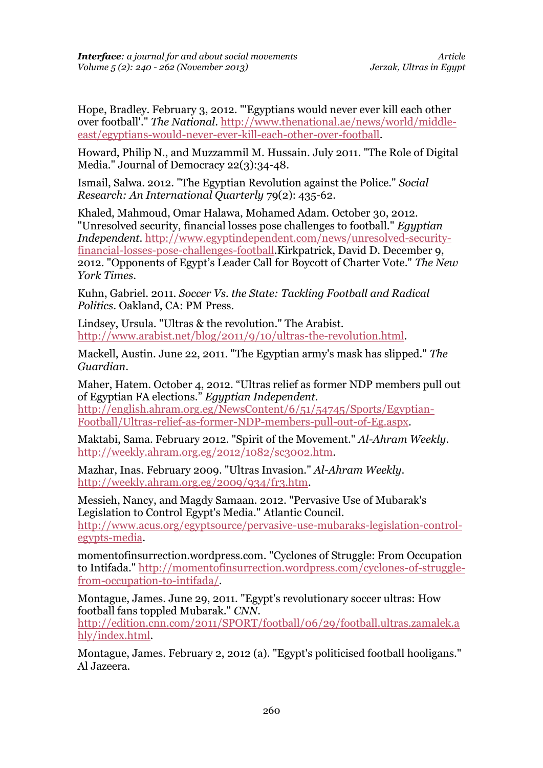Hope, Bradley. February 3, 2012. "'Egyptians would never ever kill each other over football'." *The National*. http://www.thenational.ae/news/world/middle-east/egyptians-would-never-ever-kill-each-other-over-football.

Howard, Philip N., and Muzzammil M. Hussain. July 2011. "The Role of Digital Media." Journal of Democracy 22(3):34-48.

Ismail, Salwa. 2012. "The Egyptian Revolution against the Police." *Social Research: An International Quarterly* 79(2): 435-62.

Khaled, Mahmoud, Omar Halawa, Mohamed Adam. October 30, 2012. "Unresolved security, financial losses pose challenges to football." *Egyptian Independent*. http://www.egyptindependent.com/news/unresolved-security-financial-losses-pose-challenges-football.Kirkpatrick, David D. December 9, 2012. "Opponents of Egypt's Leader Call for Boycott of Charter Vote." *The New York Times*.

Kuhn, Gabriel. 2011. *Soccer Vs. the State: Tackling Football and Radical Politics*. Oakland, CA: PM Press.

Lindsey, Ursula. "Ultras & the revolution." The Arabist. http://www.arabist.net/blog/2011/9/10/ultras-the-revolution.html.

Mackell, Austin. June 22, 2011. "The Egyptian army's mask has slipped." *The Guardian*.

Maher, Hatem. October 4, 2012. "Ultras relief as former NDP members pull out of Egyptian FA elections." *Egyptian Independent*. http://english.ahram.org.eg/NewsContent/6/51/54745/Sports/Egyptian-Football/Ultras-relief-as-former-NDP-members-pull-out-of-Eg.aspx.

Maktabi, Sama. February 2012. "Spirit of the Movement." *Al-Ahram Weekly*. http://weekly.ahram.org.eg/2012/1082/sc3002.htm.

Mazhar, Inas. February 2009. "Ultras Invasion." *Al-Ahram Weekly*. http://weekly.ahram.org.eg/2009/934/fr3.htm.

Messieh, Nancy, and Magdy Samaan. 2012. "Pervasive Use of Mubarak's Legislation to Control Egypt's Media." Atlantic Council. http://www.acus.org/egyptsource/pervasive-use-mubaraks-legislation-control-egypts-media.

momentofinsurrection.wordpress.com. "Cyclones of Struggle: From Occupation to Intifada." http://momentofinsurrection.wordpress.com/cyclones-of-struggle-from-occupation-to-intifada/.

Montague, James. June 29, 2011. "Egypt's revolutionary soccer ultras: How football fans toppled Mubarak." *CNN*. http://edition.cnn.com/2011/SPORT/football/06/29/football.ultras.zamalek.ahly/index.html.

Montague, James. February 2, 2012 (a). "Egypt's politicised football hooligans." Al Jazeera.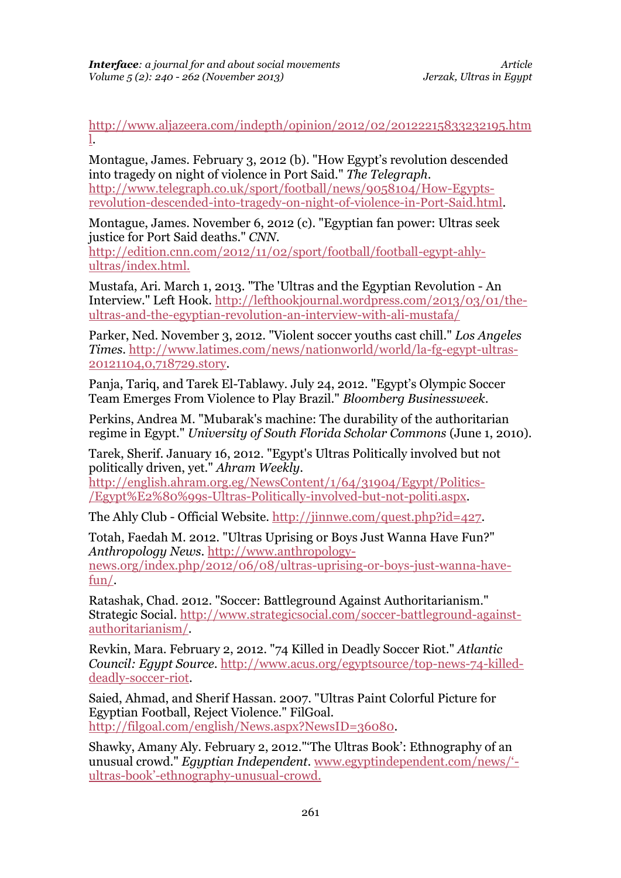http://www.aljazeera.com/indepth/opinion/2012/02/20122215833232195.html.

Montague, James. February 3, 2012 (b). "How Egypt's revolution descended into tragedy on night of violence in Port Said." *The Telegraph*. http://www.telegraph.co.uk/sport/football/news/9058104/How-Egypts-revolution-descended-into-tragedy-on-night-of-violence-in-Port-Said.html.

Montague, James. November 6, 2012 (c). "Egyptian fan power: Ultras seek justice for Port Said deaths." *CNN*. http://edition.cnn.com/2012/11/02/sport/football/football-egypt-ahly-ultras/index.html.

Mustafa, Ari. March 1, 2013. "The 'Ultras and the Egyptian Revolution - An Interview." Left Hook. http://lefthookjournal.wordpress.com/2013/03/01/the-ultras-and-the-egyptian-revolution-an-interview-with-ali-mustafa/

Parker, Ned. November 3, 2012. "Violent soccer youths cast chill." *Los Angeles Times*. http://www.latimes.com/news/nationworld/world/la-fg-egypt-ultras-20121104,0,718729.story.

Panja, Tariq, and Tarek El-Tablawy. July 24, 2012. "Egypt's Olympic Soccer Team Emerges From Violence to Play Brazil." *Bloomberg Businessweek*.

Perkins, Andrea M. "Mubarak's machine: The durability of the authoritarian regime in Egypt." *University of South Florida Scholar Commons* (June 1, 2010).

Tarek, Sherif. January 16, 2012. "Egypt's Ultras Politically involved but not politically driven, yet." *Ahram Weekly*. http://english.ahram.org.eg/NewsContent/1/64/31904/Egypt/Politics-/Egypt%E2%80%99s-Ultras-Politically-involved-but-not-politi.aspx.

The Ahly Club - Official Website. http://jinnwe.com/quest.php?id=427.

Totah, Faedah M. 2012. "Ultras Uprising or Boys Just Wanna Have Fun?" *Anthropology News*. http://www.anthropology-news.org/index.php/2012/06/08/ultras-uprising-or-boys-just-wanna-have-fun/.

Ratashak, Chad. 2012. "Soccer: Battleground Against Authoritarianism." Strategic Social. http://www.strategicsocial.com/soccer-battleground-against-authoritarianism/.

Revkin, Mara. February 2, 2012. "74 Killed in Deadly Soccer Riot." *Atlantic Council: Egypt Source*. http://www.acus.org/egyptsource/top-news-74-killed-deadly-soccer-riot.

Saied, Ahmad, and Sherif Hassan. 2007. "Ultras Paint Colorful Picture for Egyptian Football, Reject Violence." FilGoal. http://filgoal.com/english/News.aspx?NewsID=36080.

Shawky, Amany Aly. February 2, 2012."'The Ultras Book': Ethnography of an unusual crowd." *Egyptian Independent*. www.egyptindependent.com/news/'-ultras-book'-ethnography-unusual-crowd.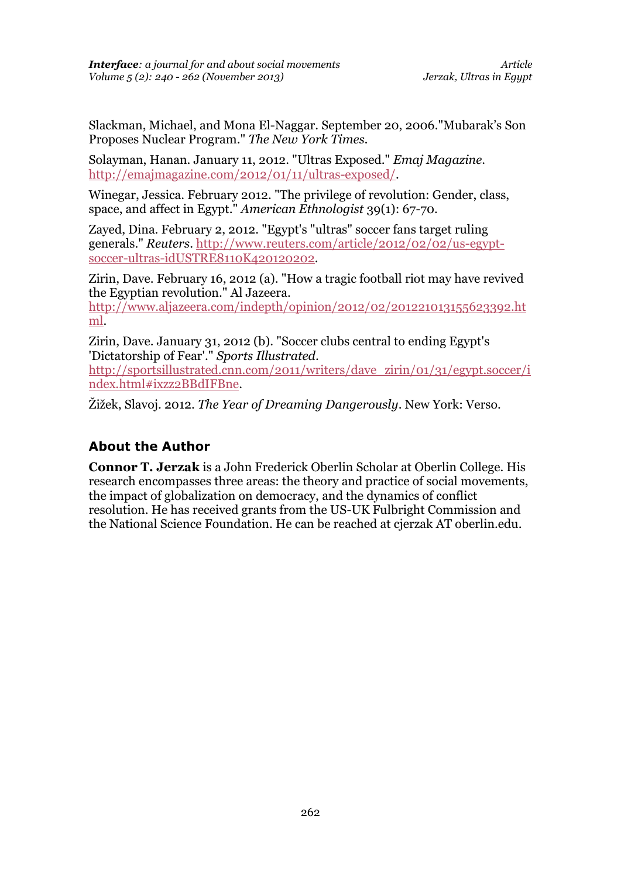Slackman, Michael, and Mona El-Naggar. September 20, 2006."Mubarak's Son Proposes Nuclear Program." *The New York Times*.

Solayman, Hanan. January 11, 2012. "Ultras Exposed." *Emaj Magazine*. http://emajmagazine.com/2012/01/11/ultras-exposed/.

Winegar, Jessica. February 2012. "The privilege of revolution: Gender, class, space, and affect in Egypt." *American Ethnologist* 39(1): 67-70.

Zayed, Dina. February 2, 2012. "Egypt's "ultras" soccer fans target ruling generals." *Reuters*. http://www.reuters.com/article/2012/02/02/us-egypt-soccer-ultras-idUSTRE8110K420120202.

Zirin, Dave. February 16, 2012 (a). "How a tragic football riot may have revived the Egyptian revolution." Al Jazeera. http://www.aljazeera.com/indepth/opinion/2012/02/201221013155623392.html.

Zirin, Dave. January 31, 2012 (b). "Soccer clubs central to ending Egypt's 'Dictatorship of Fear'." *Sports Illustrated*. http://sportsillustrated.cnn.com/2011/writers/dave_zirin/01/31/egypt.soccer/index.html#ixzz2BBdIFBne.

Žižek, Slavoj. 2012. *The Year of Dreaming Dangerously*. New York: Verso.

## About the Author

**Connor T. Jerzak** is a John Frederick Oberlin Scholar at Oberlin College. His research encompasses three areas: the theory and practice of social movements, the impact of globalization on democracy, and the dynamics of conflict resolution. He has received grants from the US-UK Fulbright Commission and the National Science Foundation. He can be reached at cjerzak AT oberlin.edu.